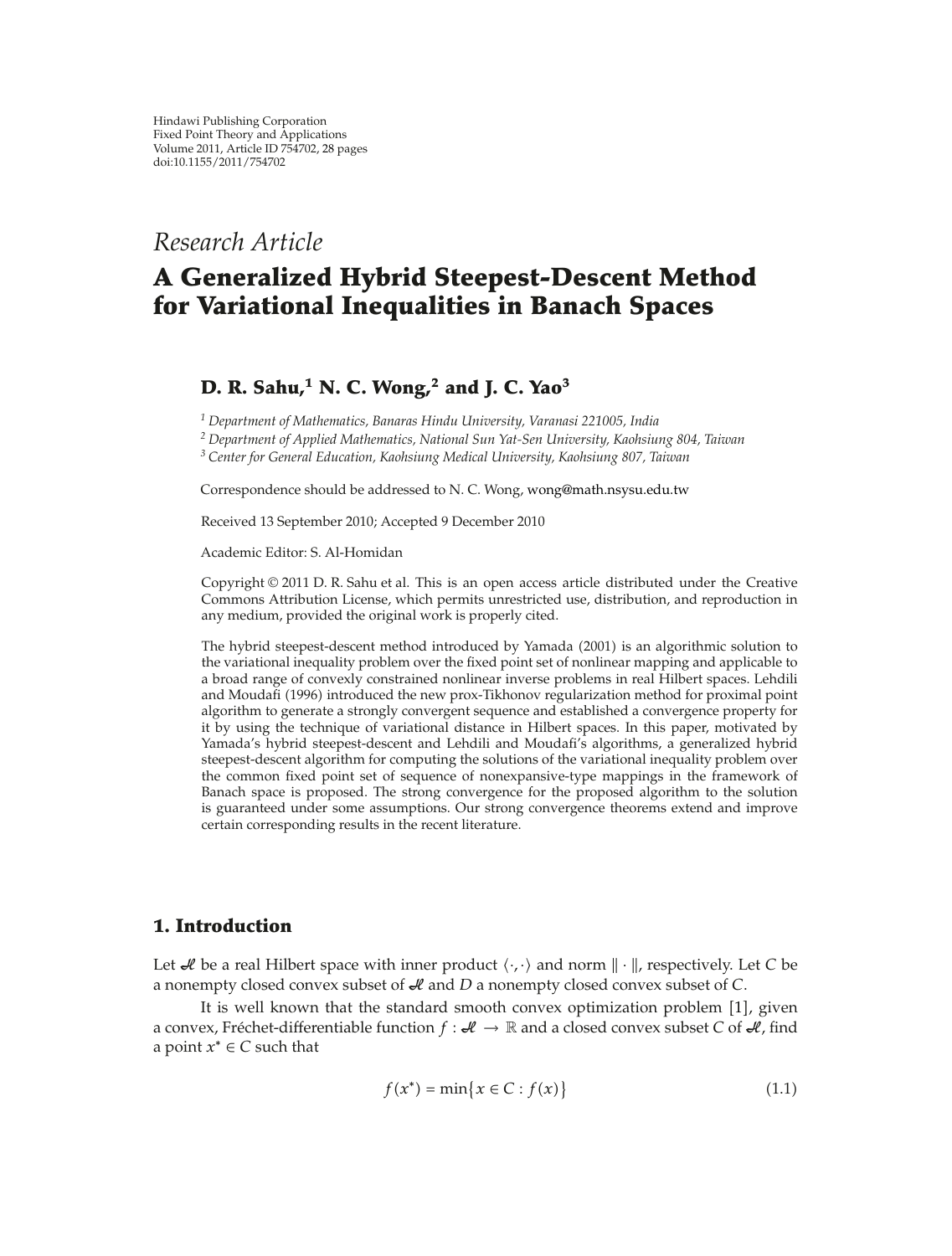Hindawi Publishing Corporation
Fixed Point Theory and Applications
Volume 2011, Article ID 754702, 28 pages
doi:10.1155/2011/754702

*Research Article*

# A Generalized Hybrid Steepest-Descent Method for Variational Inequalities in Banach Spaces

**D. R. Sahu,[1] N. C. Wong,[2] and J. C. Yao[3]**

[1] *Department of Mathematics, Banaras Hindu University, Varanasi 221005, India*
[2] *Department of Applied Mathematics, National Sun Yat-Sen University, Kaohsiung 804, Taiwan*
[3] *Center for General Education, Kaohsiung Medical University, Kaohsiung 807, Taiwan*

Correspondence should be addressed to N. C. Wong, wong@math.nsysu.edu.tw

Received 13 September 2010; Accepted 9 December 2010

Academic Editor: S. Al-Homidan

Copyright © 2011 D. R. Sahu et al. This is an open access article distributed under the Creative Commons Attribution License, which permits unrestricted use, distribution, and reproduction in any medium, provided the original work is properly cited.

The hybrid steepest-descent method introduced by Yamada (2001) is an algorithmic solution to the variational inequality problem over the fixed point set of nonlinear mapping and applicable to a broad range of convexly constrained nonlinear inverse problems in real Hilbert spaces. Lehdili and Moudafi (1996) introduced the new prox-Tikhonov regularization method for proximal point algorithm to generate a strongly convergent sequence and established a convergence property for it by using the technique of variational distance in Hilbert spaces. In this paper, motivated by Yamada's hybrid steepest-descent and Lehdili and Moudafi's algorithms, a generalized hybrid steepest-descent algorithm for computing the solutions of the variational inequality problem over the common fixed point set of sequence of nonexpansive-type mappings in the framework of Banach space is proposed. The strong convergence for the proposed algorithm to the solution is guaranteed under some assumptions. Our strong convergence theorems extend and improve certain corresponding results in the recent literature.

## 1. Introduction

Let $\mathscr{H}$ be a real Hilbert space with inner product $\langle\cdot,\cdot\rangle$ and norm $\|\cdot\|$, respectively. Let $C$ be a nonempty closed convex subset of $\mathscr{H}$ and $D$ a nonempty closed convex subset of $C$.

It is well known that the standard smooth convex optimization problem [1], given a convex, Fréchet-differentiable function $f : \mathscr{H} \to \mathbb{R}$ and a closed convex subset $C$ of $\mathscr{H}$, find a point $x^* \in C$ such that

$$f(x^*) = \min\{x \in C : f(x)\} \tag{1.1}$$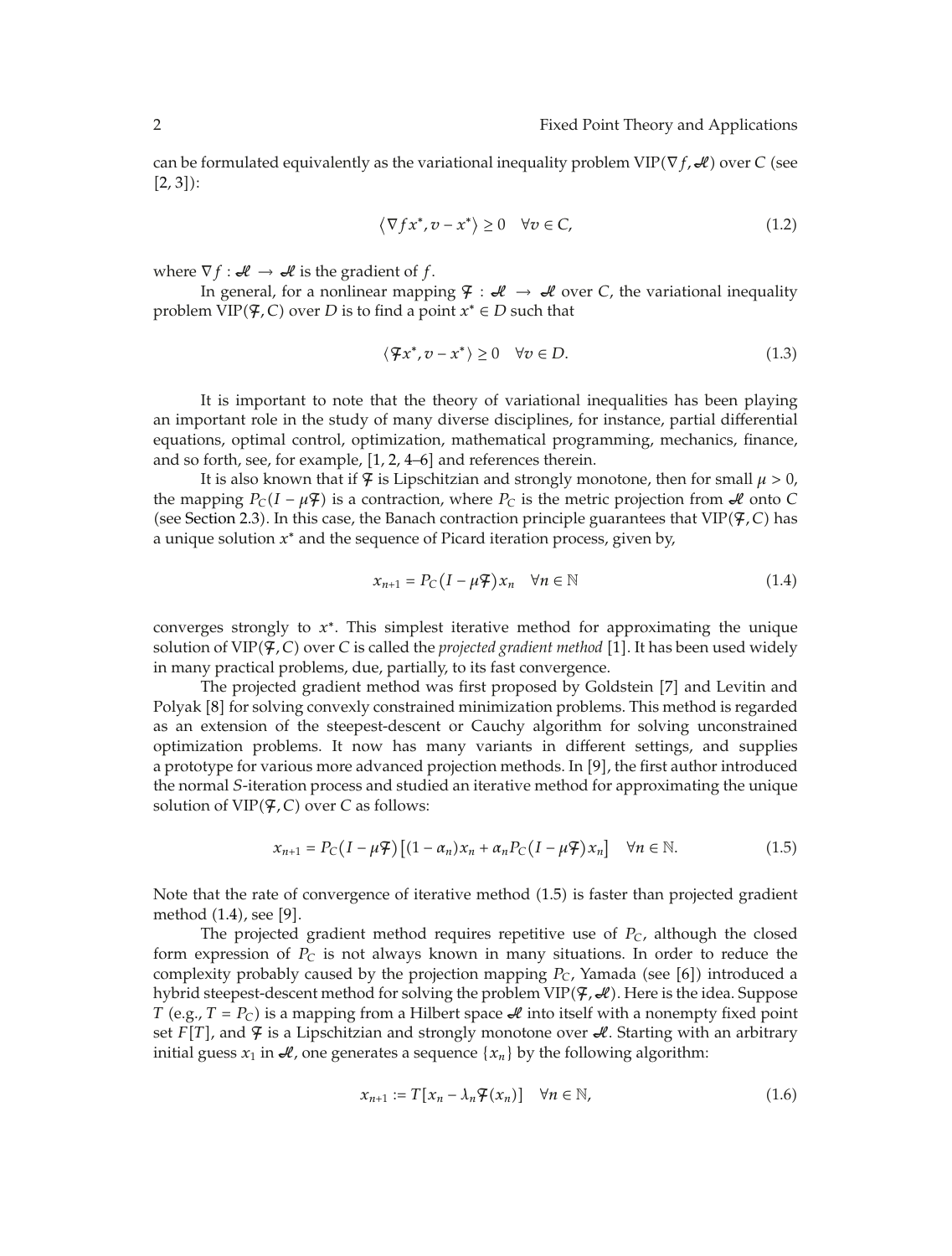can be formulated equivalently as the variational inequality problem $\mathrm{VIP}(\nabla f, \mathcal{H})$ over $C$ (see [2, 3]):

$$\langle \nabla f x^*, v - x^* \rangle \geq 0 \quad \forall v \in C, \tag{1.2}$$

where $\nabla f : \mathcal{H} \to \mathcal{H}$ is the gradient of $f$.

In general, for a nonlinear mapping $\mathcal{F} : \mathcal{H} \to \mathcal{H}$ over $C$, the variational inequality problem $\mathrm{VIP}(\mathcal{F}, C)$ over $D$ is to find a point $x^* \in D$ such that

$$\langle \mathcal{F} x^*, v - x^* \rangle \geq 0 \quad \forall v \in D. \tag{1.3}$$

It is important to note that the theory of variational inequalities has been playing an important role in the study of many diverse disciplines, for instance, partial differential equations, optimal control, optimization, mathematical programming, mechanics, finance, and so forth, see, for example, [1, 2, 4–6] and references therein.

It is also known that if $\mathcal{F}$ is Lipschitzian and strongly monotone, then for small $\mu > 0$, the mapping $P_C(I - \mu\mathcal{F})$ is a contraction, where $P_C$ is the metric projection from $\mathcal{H}$ onto $C$ (see Section 2.3). In this case, the Banach contraction principle guarantees that $\mathrm{VIP}(\mathcal{F}, C)$ has a unique solution $x^*$ and the sequence of Picard iteration process, given by,

$$x_{n+1} = P_C(I - \mu\mathcal{F}) x_n \quad \forall n \in \mathbb{N} \tag{1.4}$$

converges strongly to $x^*$. This simplest iterative method for approximating the unique solution of $\mathrm{VIP}(\mathcal{F}, C)$ over $C$ is called the *projected gradient method* [1]. It has been used widely in many practical problems, due, partially, to its fast convergence.

The projected gradient method was first proposed by Goldstein [7] and Levitin and Polyak [8] for solving convexly constrained minimization problems. This method is regarded as an extension of the steepest-descent or Cauchy algorithm for solving unconstrained optimization problems. It now has many variants in different settings, and supplies a prototype for various more advanced projection methods. In [9], the first author introduced the normal $S$-iteration process and studied an iterative method for approximating the unique solution of $\mathrm{VIP}(\mathcal{F}, C)$ over $C$ as follows:

$$x_{n+1} = P_C(I - \mu\mathcal{F}) \left[ (1 - \alpha_n) x_n + \alpha_n P_C(I - \mu\mathcal{F}) x_n \right] \quad \forall n \in \mathbb{N}. \tag{1.5}$$

Note that the rate of convergence of iterative method (1.5) is faster than projected gradient method (1.4), see [9].

The projected gradient method requires repetitive use of $P_C$, although the closed form expression of $P_C$ is not always known in many situations. In order to reduce the complexity probably caused by the projection mapping $P_C$, Yamada (see [6]) introduced a hybrid steepest-descent method for solving the problem $\mathrm{VIP}(\mathcal{F}, \mathcal{H})$. Here is the idea. Suppose $T$ (e.g., $T = P_C$) is a mapping from a Hilbert space $\mathcal{H}$ into itself with a nonempty fixed point set $F[T]$, and $\mathcal{F}$ is a Lipschitzian and strongly monotone over $\mathcal{H}$. Starting with an arbitrary initial guess $x_1$ in $\mathcal{H}$, one generates a sequence $\{x_n\}$ by the following algorithm:

$$x_{n+1} := T[x_n - \lambda_n \mathcal{F}(x_n)] \quad \forall n \in \mathbb{N}, \tag{1.6}$$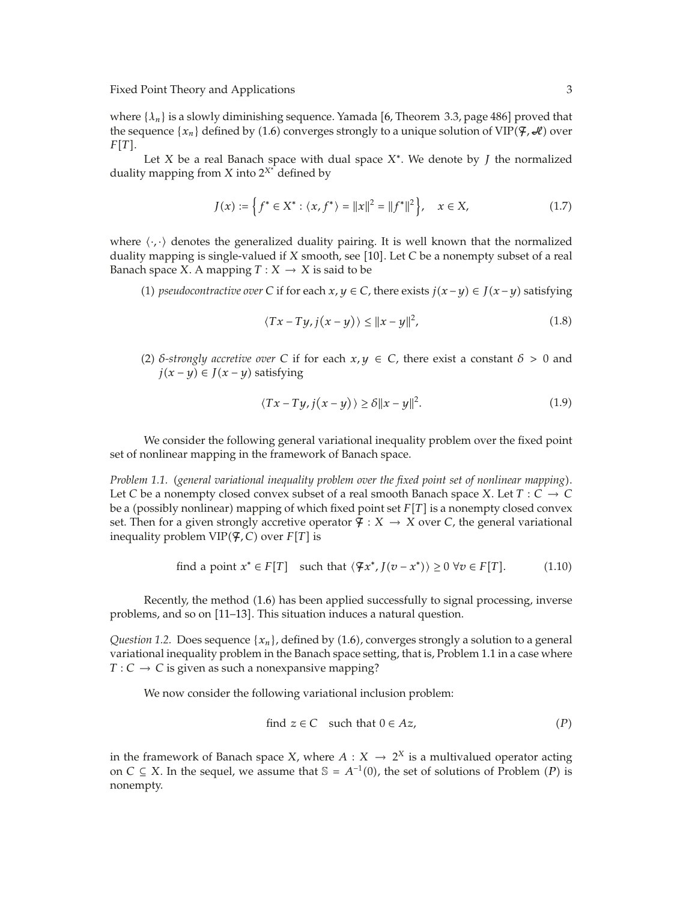where $\{\lambda_n\}$ is a slowly diminishing sequence. Yamada [6, Theorem 3.3, page 486] proved that the sequence $\{x_n\}$ defined by (1.6) converges strongly to a unique solution of $\text{VIP}(\mathcal{F}, \mathcal{K})$ over $F[T]$.

Let $X$ be a real Banach space with dual space $X^*$. We denote by $J$ the normalized duality mapping from $X$ into $2^{X^*}$ defined by

$$J(x) := \left\{ f^* \in X^* : \langle x, f^* \rangle = \|x\|^2 = \|f^*\|^2 \right\}, \quad x \in X, \tag{1.7}$$

where $\langle \cdot, \cdot \rangle$ denotes the generalized duality pairing. It is well known that the normalized duality mapping is single-valued if $X$ smooth, see [10]. Let $C$ be a nonempty subset of a real Banach space $X$. A mapping $T : X \to X$ is said to be

(1) *pseudocontractive over* $C$ if for each $x, y \in C$, there exists $j(x-y) \in J(x-y)$ satisfying

$$\langle Tx - Ty, j(x-y) \rangle \leq \|x-y\|^2, \tag{1.8}$$

(2) *$\delta$-strongly accretive over* $C$ if for each $x, y \in C$, there exist a constant $\delta > 0$ and $j(x-y) \in J(x-y)$ satisfying

$$\langle Tx - Ty, j(x-y) \rangle \geq \delta \|x-y\|^2. \tag{1.9}$$

We consider the following general variational inequality problem over the fixed point set of nonlinear mapping in the framework of Banach space.

*Problem 1.1.* (*general variational inequality problem over the fixed point set of nonlinear mapping*). Let $C$ be a nonempty closed convex subset of a real smooth Banach space $X$. Let $T : C \to C$ be a (possibly nonlinear) mapping of which fixed point set $F[T]$ is a nonempty closed convex set. Then for a given strongly accretive operator $\mathcal{F} : X \to X$ over $C$, the general variational inequality problem $\text{VIP}(\mathcal{F}, C)$ over $F[T]$ is

$$\text{find a point } x^* \in F[T] \quad \text{such that } \langle \mathcal{F}x^*, J(v - x^*) \rangle \geq 0 \ \forall v \in F[T]. \tag{1.10}$$

Recently, the method (1.6) has been applied successfully to signal processing, inverse problems, and so on [11–13]. This situation induces a natural question.

*Question 1.2.* Does sequence $\{x_n\}$, defined by (1.6), converges strongly a solution to a general variational inequality problem in the Banach space setting, that is, Problem 1.1 in a case where $T : C \to C$ is given as such a nonexpansive mapping?

We now consider the following variational inclusion problem:

$$\text{find } z \in C \quad \text{such that } 0 \in Az, \tag{P}$$

in the framework of Banach space $X$, where $A : X \to 2^X$ is a multivalued operator acting on $C \subseteq X$. In the sequel, we assume that $\mathbb{S} = A^{-1}(0)$, the set of solutions of Problem $(P)$ is nonempty.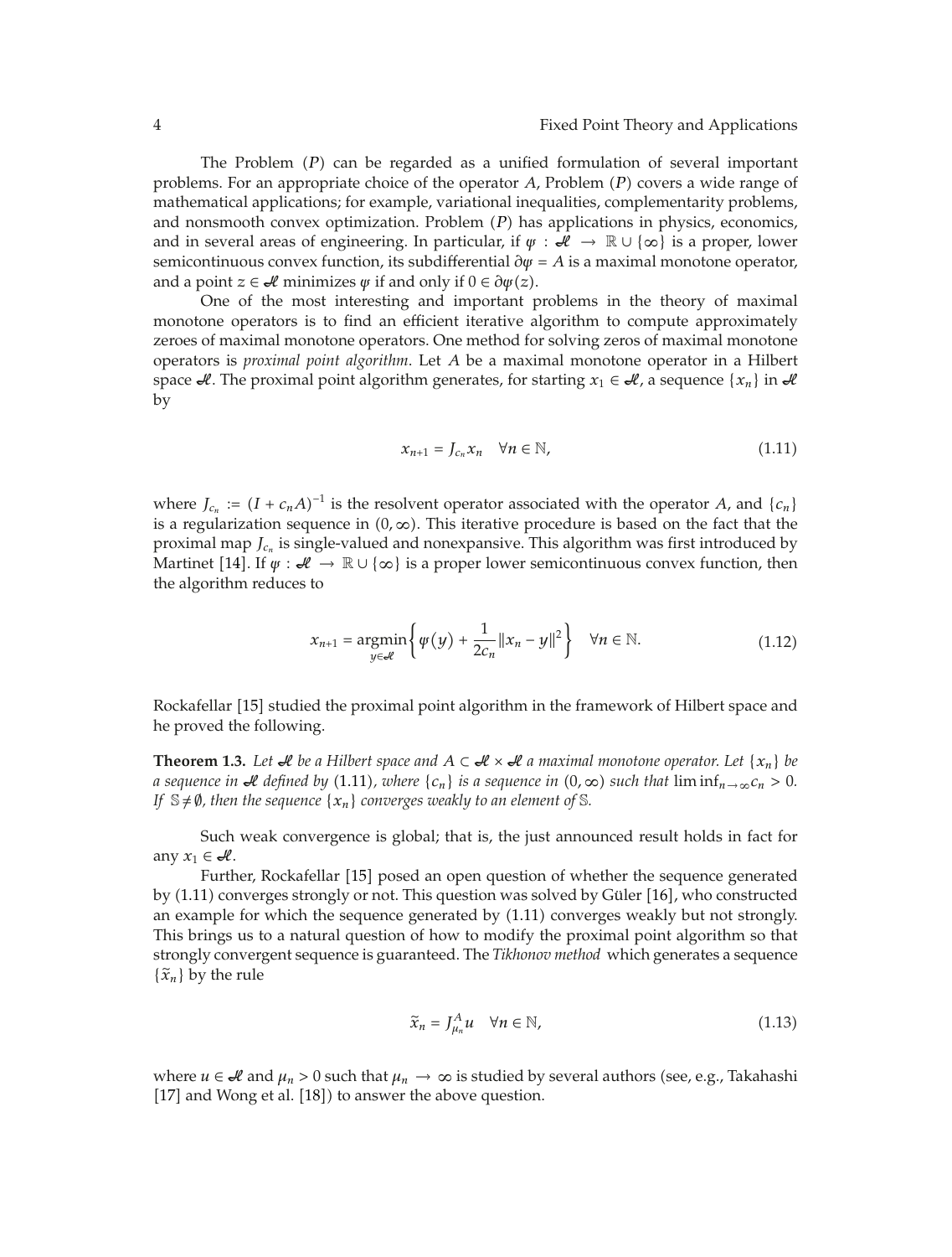The Problem $(P)$ can be regarded as a unified formulation of several important problems. For an appropriate choice of the operator $A$, Problem $(P)$ covers a wide range of mathematical applications; for example, variational inequalities, complementarity problems, and nonsmooth convex optimization. Problem $(P)$ has applications in physics, economics, and in several areas of engineering. In particular, if $\psi : \mathscr{H} \to \mathbb{R} \cup \{\infty\}$ is a proper, lower semicontinuous convex function, its subdifferential $\partial\psi = A$ is a maximal monotone operator, and a point $z \in \mathscr{H}$ minimizes $\psi$ if and only if $0 \in \partial\psi(z)$.

One of the most interesting and important problems in the theory of maximal monotone operators is to find an efficient iterative algorithm to compute approximately zeroes of maximal monotone operators. One method for solving zeros of maximal monotone operators is *proximal point algorithm*. Let $A$ be a maximal monotone operator in a Hilbert space $\mathscr{H}$. The proximal point algorithm generates, for starting $x_1 \in \mathscr{H}$, a sequence $\{x_n\}$ in $\mathscr{H}$ by

$$x_{n+1} = J_{c_n} x_n \quad \forall n \in \mathbb{N}, \tag{1.11}$$

where $J_{c_n} := (I + c_n A)^{-1}$ is the resolvent operator associated with the operator $A$, and $\{c_n\}$ is a regularization sequence in $(0, \infty)$. This iterative procedure is based on the fact that the proximal map $J_{c_n}$ is single-valued and nonexpansive. This algorithm was first introduced by Martinet [14]. If $\psi : \mathscr{H} \to \mathbb{R} \cup \{\infty\}$ is a proper lower semicontinuous convex function, then the algorithm reduces to

$$x_{n+1} = \operatorname*{argmin}_{y \in \mathscr{H}} \left\{ \psi(y) + \frac{1}{2c_n} \|x_n - y\|^2 \right\} \quad \forall n \in \mathbb{N}. \tag{1.12}$$

Rockafellar [15] studied the proximal point algorithm in the framework of Hilbert space and he proved the following.

**Theorem 1.3.** *Let $\mathscr{H}$ be a Hilbert space and $A \subset \mathscr{H} \times \mathscr{H}$ a maximal monotone operator. Let $\{x_n\}$ be a sequence in $\mathscr{H}$ defined by* (1.11)*, where $\{c_n\}$ is a sequence in $(0, \infty)$ such that* $\liminf_{n \to \infty} c_n > 0$*. If $\mathbb{S} \neq \emptyset$, then the sequence $\{x_n\}$ converges weakly to an element of $\mathbb{S}$.*

Such weak convergence is global; that is, the just announced result holds in fact for any $x_1 \in \mathscr{H}$.

Further, Rockafellar [15] posed an open question of whether the sequence generated by (1.11) converges strongly or not. This question was solved by Güler [16], who constructed an example for which the sequence generated by (1.11) converges weakly but not strongly. This brings us to a natural question of how to modify the proximal point algorithm so that strongly convergent sequence is guaranteed. The *Tikhonov method* which generates a sequence $\{\widetilde{x}_n\}$ by the rule

$$\widetilde{x}_n = J^A_{\mu_n} u \quad \forall n \in \mathbb{N}, \tag{1.13}$$

where $u \in \mathscr{H}$ and $\mu_n > 0$ such that $\mu_n \to \infty$ is studied by several authors (see, e.g., Takahashi [17] and Wong et al. [18]) to answer the above question.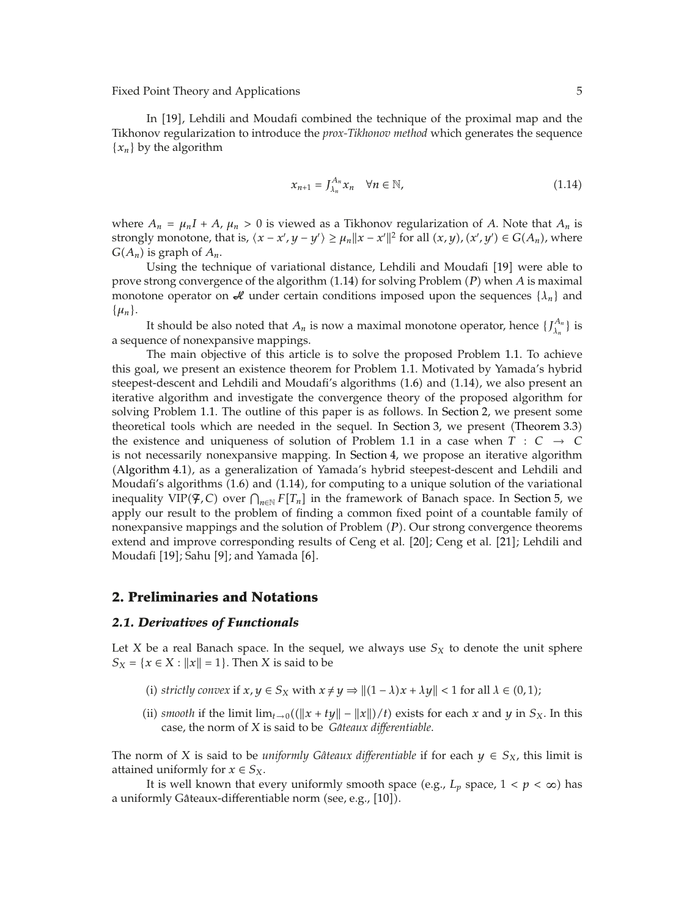In [19], Lehdili and Moudafi combined the technique of the proximal map and the Tikhonov regularization to introduce the *prox-Tikhonov method* which generates the sequence $\{x_n\}$ by the algorithm

$$x_{n+1} = J_{\lambda_n}^{A_n} x_n \quad \forall n \in \mathbb{N}, \tag{1.14}$$

where $A_n = \mu_n I + A$, $\mu_n > 0$ is viewed as a Tikhonov regularization of $A$. Note that $A_n$ is strongly monotone, that is, $\langle x - x', y - y' \rangle \geq \mu_n \|x - x'\|^2$ for all $(x, y), (x', y') \in G(A_n)$, where $G(A_n)$ is graph of $A_n$.

Using the technique of variational distance, Lehdili and Moudafi [19] were able to prove strong convergence of the algorithm (1.14) for solving Problem $(P)$ when $A$ is maximal monotone operator on $\mathcal{H}$ under certain conditions imposed upon the sequences $\{\lambda_n\}$ and $\{\mu_n\}$.

It should be also noted that $A_n$ is now a maximal monotone operator, hence $\{J_{\lambda_n}^{A_n}\}$ is a sequence of nonexpansive mappings.

The main objective of this article is to solve the proposed Problem 1.1. To achieve this goal, we present an existence theorem for Problem 1.1. Motivated by Yamada's hybrid steepest-descent and Lehdili and Moudafi's algorithms (1.6) and (1.14), we also present an iterative algorithm and investigate the convergence theory of the proposed algorithm for solving Problem 1.1. The outline of this paper is as follows. In Section 2, we present some theoretical tools which are needed in the sequel. In Section 3, we present (Theorem 3.3) the existence and uniqueness of solution of Problem 1.1 in a case when $T : C \to C$ is not necessarily nonexpansive mapping. In Section 4, we propose an iterative algorithm (Algorithm 4.1), as a generalization of Yamada's hybrid steepest-descent and Lehdili and Moudafi's algorithms (1.6) and (1.14), for computing to a unique solution of the variational inequality $\text{VIP}(\mathcal{F}, C)$ over $\bigcap_{n\in\mathbb{N}} F[T_n]$ in the framework of Banach space. In Section 5, we apply our result to the problem of finding a common fixed point of a countable family of nonexpansive mappings and the solution of Problem $(P)$. Our strong convergence theorems extend and improve corresponding results of Ceng et al. [20]; Ceng et al. [21]; Lehdili and Moudafi [19]; Sahu [9]; and Yamada [6].

## 2. Preliminaries and Notations

### 2.1. Derivatives of Functionals

Let $X$ be a real Banach space. In the sequel, we always use $S_X$ to denote the unit sphere $S_X = \{x \in X : \|x\| = 1\}$. Then $X$ is said to be

(i) *strictly convex* if $x, y \in S_X$ with $x \neq y \Rightarrow \|(1 - \lambda)x + \lambda y\| < 1$ for all $\lambda \in (0, 1)$;

(ii) *smooth* if the limit $\lim_{t\to 0}((\|x + ty\| - \|x\|)/t)$ exists for each $x$ and $y$ in $S_X$. In this case, the norm of $X$ is said to be *Gâteaux differentiable*.

The norm of $X$ is said to be *uniformly Gâteaux differentiable* if for each $y \in S_X$, this limit is attained uniformly for $x \in S_X$.

It is well known that every uniformly smooth space (e.g., $L_p$ space, $1 < p < \infty$) has a uniformly Gâteaux-differentiable norm (see, e.g., [10]).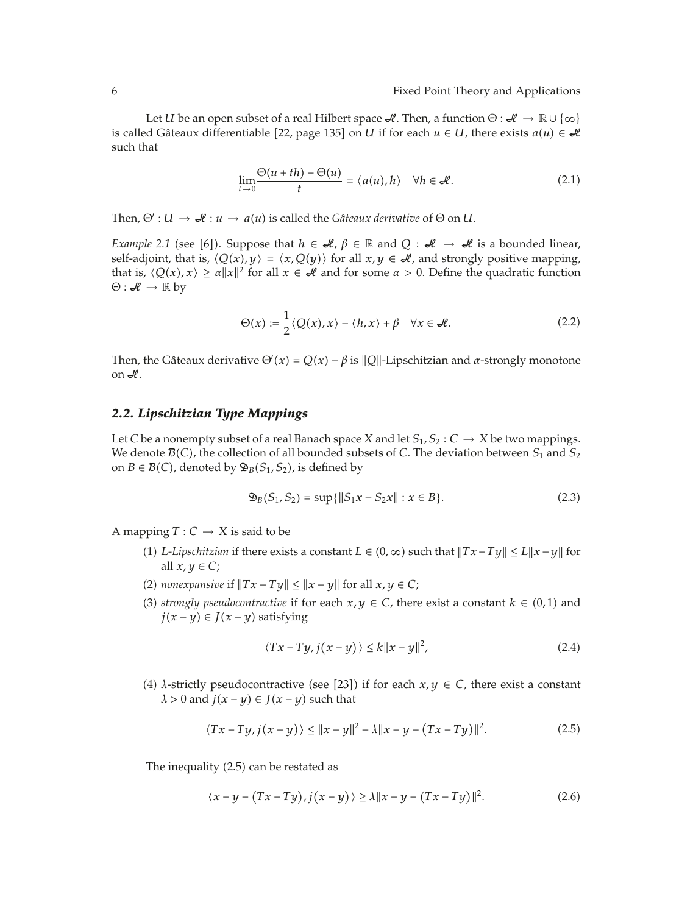Let $U$ be an open subset of a real Hilbert space $\mathscr{H}$. Then, a function $\Theta : \mathscr{H} \to \mathbb{R} \cup \{\infty\}$ is called Gâteaux differentiable [22, page 135] on $U$ if for each $u \in U$, there exists $a(u) \in \mathscr{H}$ such that

$$\lim_{t \to 0} \frac{\Theta(u + th) - \Theta(u)}{t} = \langle a(u), h \rangle \quad \forall h \in \mathscr{H}. \tag{2.1}$$

Then, $\Theta' : U \to \mathscr{H} : u \to a(u)$ is called the *Gâteaux derivative* of $\Theta$ on $U$.

*Example 2.1* (see [6]). Suppose that $h \in \mathscr{H}$, $\beta \in \mathbb{R}$ and $Q : \mathscr{H} \to \mathscr{H}$ is a bounded linear, self-adjoint, that is, $\langle Q(x), y \rangle = \langle x, Q(y) \rangle$ for all $x, y \in \mathscr{H}$, and strongly positive mapping, that is, $\langle Q(x), x \rangle \geq \alpha \|x\|^2$ for all $x \in \mathscr{H}$ and for some $\alpha > 0$. Define the quadratic function $\Theta : \mathscr{H} \to \mathbb{R}$ by

$$\Theta(x) := \frac{1}{2} \langle Q(x), x \rangle - \langle h, x \rangle + \beta \quad \forall x \in \mathscr{H}. \tag{2.2}$$

Then, the Gâteaux derivative $\Theta'(x) = Q(x) - \beta$ is $\|Q\|$-Lipschitzian and $\alpha$-strongly monotone on $\mathscr{H}$.

### *2.2. Lipschitzian Type Mappings*

Let $C$ be a nonempty subset of a real Banach space $X$ and let $S_1, S_2 : C \to X$ be two mappings. We denote $\mathcal{B}(C)$, the collection of all bounded subsets of $C$. The deviation between $S_1$ and $S_2$ on $B \in \mathcal{B}(C)$, denoted by $\mathfrak{D}_B(S_1, S_2)$, is defined by

$$\mathfrak{D}_B(S_1, S_2) = \sup\{\|S_1 x - S_2 x\| : x \in B\}. \tag{2.3}$$

A mapping $T : C \to X$ is said to be

(1) *L-Lipschitzian* if there exists a constant $L \in (0, \infty)$ such that $\|Tx - Ty\| \leq L\|x - y\|$ for all $x, y \in C$;

(2) *nonexpansive* if $\|Tx - Ty\| \leq \|x - y\|$ for all $x, y \in C$;

(3) *strongly pseudocontractive* if for each $x, y \in C$, there exist a constant $k \in (0, 1)$ and $j(x - y) \in J(x - y)$ satisfying

$$\langle Tx - Ty, j(x - y) \rangle \leq k\|x - y\|^2, \tag{2.4}$$

(4) $\lambda$-strictly pseudocontractive (see [23]) if for each $x, y \in C$, there exist a constant $\lambda > 0$ and $j(x - y) \in J(x - y)$ such that

$$\langle Tx - Ty, j(x - y) \rangle \leq \|x - y\|^2 - \lambda\|x - y - (Tx - Ty)\|^2. \tag{2.5}$$

The inequality (2.5) can be restated as

$$\langle x - y - (Tx - Ty), j(x - y) \rangle \geq \lambda\|x - y - (Tx - Ty)\|^2. \tag{2.6}$$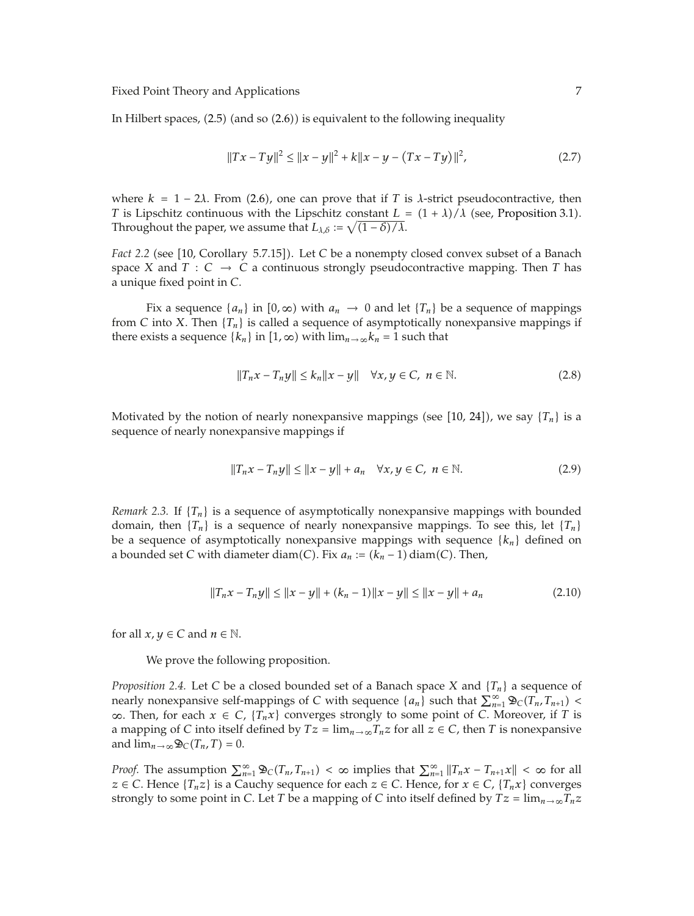In Hilbert spaces, (2.5) (and so (2.6)) is equivalent to the following inequality

$$\|Tx - Ty\|^2 \le \|x - y\|^2 + k\|x - y - (Tx - Ty)\|^2, \tag{2.7}$$

where $k = 1 - 2\lambda$. From (2.6), one can prove that if $T$ is $\lambda$-strict pseudocontractive, then $T$ is Lipschitz continuous with the Lipschitz constant $L = (1+\lambda)/\lambda$ (see, Proposition 3.1). Throughout the paper, we assume that $L_{\lambda,\delta} := \sqrt{(1-\delta)/\lambda}$.

*Fact 2.2* (see [10, Corollary 5.7.15]). Let $C$ be a nonempty closed convex subset of a Banach space $X$ and $T : C \to C$ a continuous strongly pseudocontractive mapping. Then $T$ has a unique fixed point in $C$.

Fix a sequence $\{a_n\}$ in $[0, \infty)$ with $a_n \to 0$ and let $\{T_n\}$ be a sequence of mappings from $C$ into $X$. Then $\{T_n\}$ is called a sequence of asymptotically nonexpansive mappings if there exists a sequence $\{k_n\}$ in $[1, \infty)$ with $\lim_{n\to\infty} k_n = 1$ such that

$$\|T_n x - T_n y\| \le k_n \|x - y\| \quad \forall x, y \in C,\ n \in \mathbb{N}. \tag{2.8}$$

Motivated by the notion of nearly nonexpansive mappings (see [10, 24]), we say $\{T_n\}$ is a sequence of nearly nonexpansive mappings if

$$\|T_n x - T_n y\| \le \|x - y\| + a_n \quad \forall x, y \in C,\ n \in \mathbb{N}. \tag{2.9}$$

*Remark 2.3.* If $\{T_n\}$ is a sequence of asymptotically nonexpansive mappings with bounded domain, then $\{T_n\}$ is a sequence of nearly nonexpansive mappings. To see this, let $\{T_n\}$ be a sequence of asymptotically nonexpansive mappings with sequence $\{k_n\}$ defined on a bounded set $C$ with diameter $\operatorname{diam}(C)$. Fix $a_n := (k_n - 1)\operatorname{diam}(C)$. Then,

$$\|T_n x - T_n y\| \le \|x - y\| + (k_n - 1)\|x - y\| \le \|x - y\| + a_n \tag{2.10}$$

for all $x, y \in C$ and $n \in \mathbb{N}$.

We prove the following proposition.

*Proposition 2.4.* Let $C$ be a closed bounded set of a Banach space $X$ and $\{T_n\}$ a sequence of nearly nonexpansive self-mappings of $C$ with sequence $\{a_n\}$ such that $\sum_{n=1}^{\infty} \mathfrak{D}_C(T_n, T_{n+1}) < \infty$. Then, for each $x \in C$, $\{T_n x\}$ converges strongly to some point of $C$. Moreover, if $T$ is a mapping of $C$ into itself defined by $Tz = \lim_{n\to\infty} T_n z$ for all $z \in C$, then $T$ is nonexpansive and $\lim_{n\to\infty} \mathfrak{D}_C(T_n, T) = 0$.

*Proof.* The assumption $\sum_{n=1}^{\infty} \mathfrak{D}_C(T_n, T_{n+1}) < \infty$ implies that $\sum_{n=1}^{\infty} \|T_n x - T_{n+1} x\| < \infty$ for all $z \in C$. Hence $\{T_n z\}$ is a Cauchy sequence for each $z \in C$. Hence, for $x \in C$, $\{T_n x\}$ converges strongly to some point in $C$. Let $T$ be a mapping of $C$ into itself defined by $Tz = \lim_{n\to\infty} T_n z$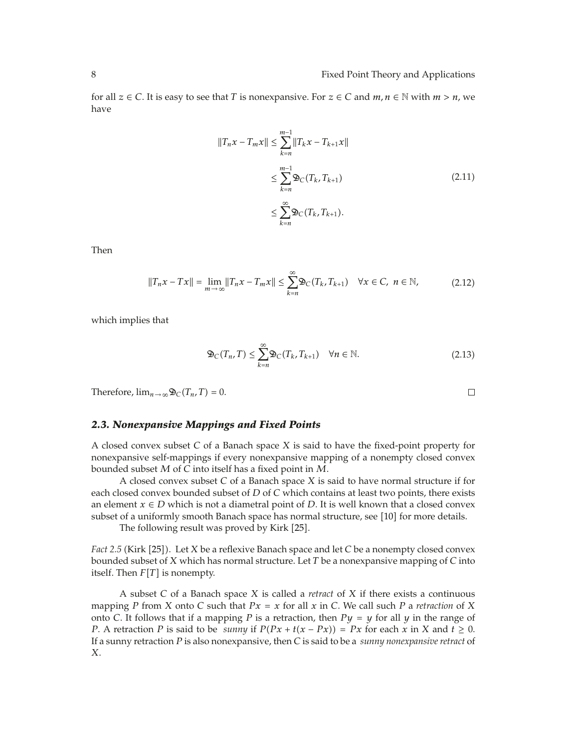for all $z \in C$. It is easy to see that $T$ is nonexpansive. For $z \in C$ and $m, n \in \mathbb{N}$ with $m > n$, we have

$$
\begin{aligned}
\|T_n x - T_m x\| &\leq \sum_{k=n}^{m-1} \|T_k x - T_{k+1} x\| \\
&\leq \sum_{k=n}^{m-1} \mathfrak{D}_C(T_k, T_{k+1}) \\
&\leq \sum_{k=n}^{\infty} \mathfrak{D}_C(T_k, T_{k+1}).
\end{aligned}
\tag{2.11}
$$

Then

$$
\|T_n x - T x\| = \lim_{m \to \infty} \|T_n x - T_m x\| \leq \sum_{k=n}^{\infty} \mathfrak{D}_C(T_k, T_{k+1}) \quad \forall x \in C,\ n \in \mathbb{N}, \tag{2.12}
$$

which implies that

$$
\mathfrak{D}_C(T_n, T) \leq \sum_{k=n}^{\infty} \mathfrak{D}_C(T_k, T_{k+1}) \quad \forall n \in \mathbb{N}. \tag{2.13}
$$

Therefore, $\lim_{n \to \infty} \mathfrak{D}_C(T_n, T) = 0$. □

### *2.3. Nonexpansive Mappings and Fixed Points*

A closed convex subset $C$ of a Banach space $X$ is said to have the fixed-point property for nonexpansive self-mappings if every nonexpansive mapping of a nonempty closed convex bounded subset $M$ of $C$ into itself has a fixed point in $M$.

A closed convex subset $C$ of a Banach space $X$ is said to have normal structure if for each closed convex bounded subset of $D$ of $C$ which contains at least two points, there exists an element $x \in D$ which is not a diametral point of $D$. It is well known that a closed convex subset of a uniformly smooth Banach space has normal structure, see [10] for more details.

The following result was proved by Kirk [25].

*Fact 2.5* (Kirk [25]). Let $X$ be a reflexive Banach space and let $C$ be a nonempty closed convex bounded subset of $X$ which has normal structure. Let $T$ be a nonexpansive mapping of $C$ into itself. Then $F[T]$ is nonempty.

A subset $C$ of a Banach space $X$ is called a *retract* of $X$ if there exists a continuous mapping $P$ from $X$ onto $C$ such that $Px = x$ for all $x$ in $C$. We call such $P$ a *retraction* of $X$ onto $C$. It follows that if a mapping $P$ is a retraction, then $Py = y$ for all $y$ in the range of $P$. A retraction $P$ is said to be *sunny* if $P(Px + t(x - Px)) = Px$ for each $x$ in X and $t \geq 0$. If a sunny retraction $P$ is also nonexpansive, then $C$ is said to be a *sunny nonexpansive retract* of $X$.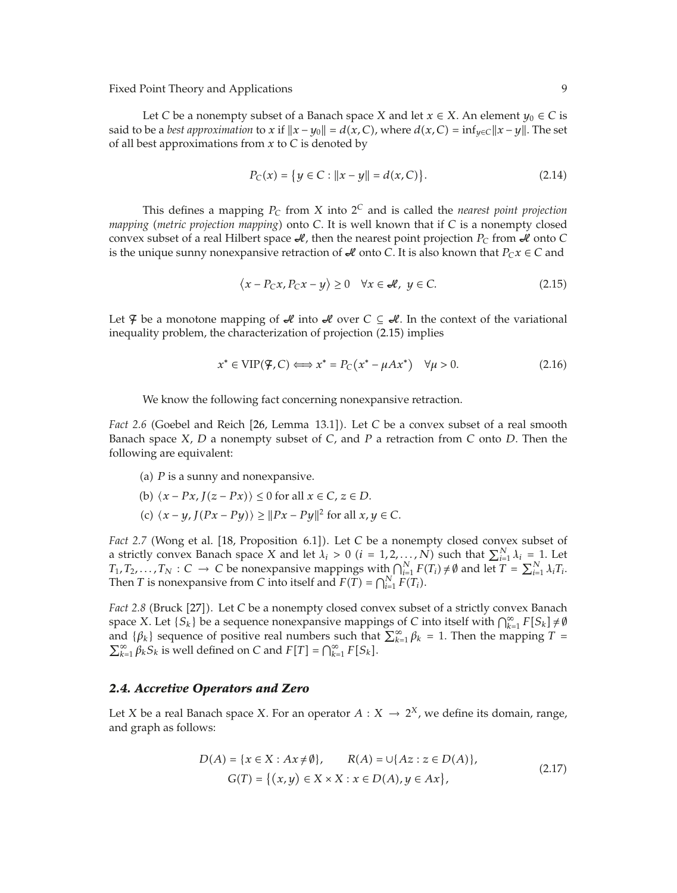Let $C$ be a nonempty subset of a Banach space $X$ and let $x \in X$. An element $y_0 \in C$ is said to be a *best approximation* to $x$ if $\|x - y_0\| = d(x, C)$, where $d(x, C) = \inf_{y \in C} \|x - y\|$. The set of all best approximations from $x$ to $C$ is denoted by

$$P_C(x) = \{y \in C : \|x - y\| = d(x, C)\}. \tag{2.14}$$

This defines a mapping $P_C$ from $X$ into $2^C$ and is called the *nearest point projection mapping* (*metric projection mapping*) onto $C$. It is well known that if $C$ is a nonempty closed convex subset of a real Hilbert space $\mathcal{H}$, then the nearest point projection $P_C$ from $\mathcal{H}$ onto $C$ is the unique sunny nonexpansive retraction of $\mathcal{H}$ onto $C$. It is also known that $P_C x \in C$ and

$$\langle x - P_C x, P_C x - y \rangle \geq 0 \quad \forall x \in \mathcal{H},\ y \in C. \tag{2.15}$$

Let $\mathcal{F}$ be a monotone mapping of $\mathcal{H}$ into $\mathcal{H}$ over $C \subseteq \mathcal{H}$. In the context of the variational inequality problem, the characterization of projection (2.15) implies

$$x^* \in \mathrm{VIP}(\mathcal{F}, C) \Longleftrightarrow x^* = P_C(x^* - \mu A x^*) \quad \forall \mu > 0. \tag{2.16}$$

We know the following fact concerning nonexpansive retraction.

*Fact 2.6* (Goebel and Reich [26, Lemma 13.1]). Let $C$ be a convex subset of a real smooth Banach space $X$, $D$ a nonempty subset of $C$, and $P$ a retraction from $C$ onto $D$. Then the following are equivalent:

(a) $P$ is a sunny and nonexpansive.

(b) $\langle x - Px, J(z - Px) \rangle \leq 0$ for all $x \in C$, $z \in D$.

(c) $\langle x - y, J(Px - Py) \rangle \geq \|Px - Py\|^2$ for all $x, y \in C$.

*Fact 2.7* (Wong et al. [18, Proposition 6.1]). Let $C$ be a nonempty closed convex subset of a strictly convex Banach space $X$ and let $\lambda_i > 0$ $(i = 1, 2, \ldots, N)$ such that $\sum_{i=1}^{N} \lambda_i = 1$. Let $T_1, T_2, \ldots, T_N : C \to C$ be nonexpansive mappings with $\bigcap_{i=1}^{N} F(T_i) \neq \emptyset$ and let $T = \sum_{i=1}^{N} \lambda_i T_i$. Then $T$ is nonexpansive from $C$ into itself and $F(T) = \bigcap_{i=1}^{N} F(T_i)$.

*Fact 2.8* (Bruck [27]). Let $C$ be a nonempty closed convex subset of a strictly convex Banach space $X$. Let $\{S_k\}$ be a sequence nonexpansive mappings of $C$ into itself with $\bigcap_{k=1}^{\infty} F[S_k] \neq \emptyset$ and $\{\beta_k\}$ sequence of positive real numbers such that $\sum_{k=1}^{\infty} \beta_k = 1$. Then the mapping $T = \sum_{k=1}^{\infty} \beta_k S_k$ is well defined on $C$ and $F[T] = \bigcap_{k=1}^{\infty} F[S_k]$.

### *2.4. Accretive Operators and Zero*

Let $X$ be a real Banach space $X$. For an operator $A : X \to 2^X$, we define its domain, range, and graph as follows:

$$\begin{gathered} D(A) = \{x \in X : Ax \neq \emptyset\}, \qquad R(A) = \cup\{Az : z \in D(A)\}, \\ G(T) = \{(x, y) \in X \times X : x \in D(A), y \in Ax\}, \end{gathered} \tag{2.17}$$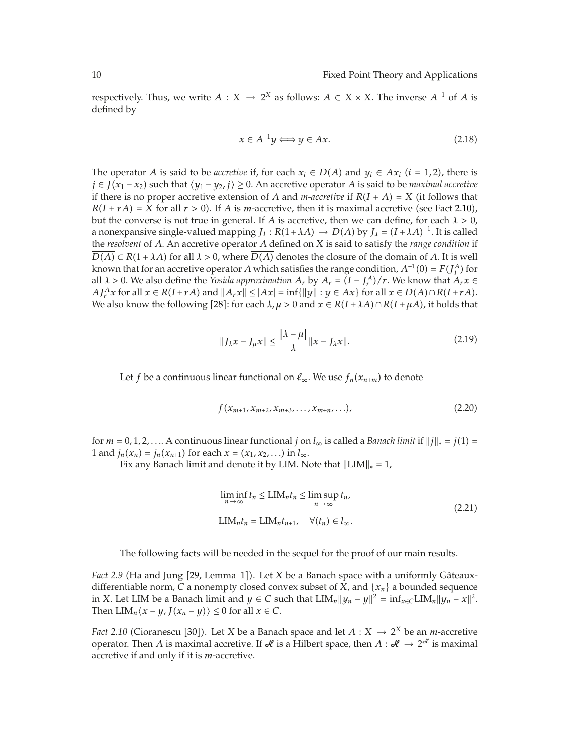respectively. Thus, we write $A : X \to 2^X$ as follows: $A \subset X \times X$. The inverse $A^{-1}$ of $A$ is defined by

$$x \in A^{-1}y \Longleftrightarrow y \in Ax. \tag{2.18}$$

The operator $A$ is said to be *accretive* if, for each $x_i \in D(A)$ and $y_i \in Ax_i$ $(i = 1, 2)$, there is $j \in J(x_1 - x_2)$ such that $\langle y_1 - y_2, j\rangle \geq 0$. An accretive operator $A$ is said to be *maximal accretive* if there is no proper accretive extension of $A$ and *m-accretive* if $R(I + A) = X$ (it follows that $R(I + rA) = X$ for all $r > 0$). If $A$ is $m$-accretive, then it is maximal accretive (see Fact 2.10), but the converse is not true in general. If $A$ is accretive, then we can define, for each $\lambda > 0$, a nonexpansive single-valued mapping $J_\lambda : R(1+\lambda A) \to D(A)$ by $J_\lambda = (I+\lambda A)^{-1}$. It is called the *resolvent* of $A$. An accretive operator $A$ defined on $X$ is said to satisfy the *range condition* if $\overline{D(A)} \subset R(1 + \lambda A)$ for all $\lambda > 0$, where $\overline{D(A)}$ denotes the closure of the domain of $A$. It is well known that for an accretive operator $A$ which satisfies the range condition, $A^{-1}(0) = F(J_\lambda^A)$ for all $\lambda > 0$. We also define the *Yosida approximation* $A_r$ by $A_r = (I - J_r^A)/r$. We know that $A_r x \in AJ_r^A x$ for all $x \in R(I+rA)$ and $\|A_r x\| \leq |Ax| = \inf\{\|y\| : y \in Ax\}$ for all $x \in D(A) \cap R(I + rA)$. We also know the following [28]: for each $\lambda, \mu > 0$ and $x \in R(I + \lambda A) \cap R(I + \mu A)$, it holds that

$$\|J_\lambda x - J_\mu x\| \leq \frac{|\lambda - \mu|}{\lambda}\|x - J_\lambda x\|. \tag{2.19}$$

Let $f$ be a continuous linear functional on $\ell_\infty$. We use $f_n(x_{n+m})$ to denote

$$f(x_{m+1}, x_{m+2}, x_{m+3}, \ldots, x_{m+n}, \ldots), \tag{2.20}$$

for $m = 0, 1, 2, \ldots$. A continuous linear functional $j$ on $l_\infty$ is called a *Banach limit* if $\|j\|_* = j(1) = 1$ and $j_n(x_n) = j_n(x_{n+1})$ for each $x = (x_1, x_2, \ldots)$ in $l_\infty$.

Fix any Banach limit and denote it by LIM. Note that $\|\text{LIM}\|_* = 1$,

$$\begin{gathered}
\liminf_{n\to\infty} t_n \leq \text{LIM}_n t_n \leq \limsup_{n\to\infty} t_n, \\
\text{LIM}_n t_n = \text{LIM}_n t_{n+1}, \quad \forall (t_n) \in l_\infty.
\end{gathered} \tag{2.21}$$

The following facts will be needed in the sequel for the proof of our main results.

*Fact 2.9* (Ha and Jung [29, Lemma 1]). Let $X$ be a Banach space with a uniformly Gâteaux-differentiable norm, $C$ a nonempty closed convex subset of $X$, and $\{x_n\}$ a bounded sequence in $X$. Let LIM be a Banach limit and $y \in C$ such that $\text{LIM}_n\|y_n - y\|^2 = \inf_{x\in C}\text{LIM}_n\|y_n - x\|^2$. Then $\text{LIM}_n\langle x - y, J(x_n - y)\rangle \leq 0$ for all $x \in C$.

*Fact 2.10* (Cioranescu [30]). Let X be a Banach space and let $A : X \to 2^X$ be an $m$-accretive operator. Then $A$ is maximal accretive. If $\mathscr{H}$ is a Hilbert space, then $A : \mathscr{H} \to 2^{\mathscr{H}}$ is maximal accretive if and only if it is $m$-accretive.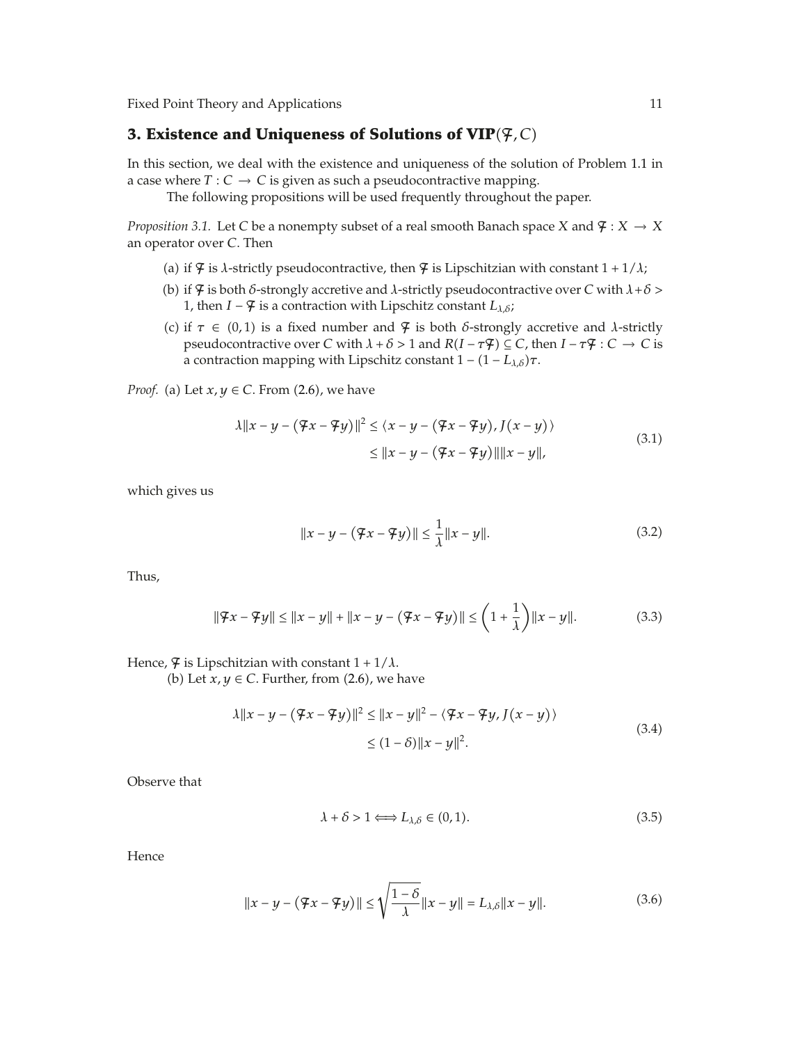## 3. Existence and Uniqueness of Solutions of VIP($\digamma, C$)

In this section, we deal with the existence and uniqueness of the solution of Problem 1.1 in a case where $T : C \to C$ is given as such a pseudocontractive mapping.

The following propositions will be used frequently throughout the paper.

*Proposition 3.1.* Let $C$ be a nonempty subset of a real smooth Banach space $X$ and $\digamma : X \to X$ an operator over $C$. Then

(a) if $\digamma$ is $\lambda$-strictly pseudocontractive, then $\digamma$ is Lipschitzian with constant $1 + 1/\lambda$;

(b) if $\digamma$ is both $\delta$-strongly accretive and $\lambda$-strictly pseudocontractive over $C$ with $\lambda + \delta > 1$, then $I - \digamma$ is a contraction with Lipschitz constant $L_{\lambda,\delta}$;

(c) if $\tau \in (0,1)$ is a fixed number and $\digamma$ is both $\delta$-strongly accretive and $\lambda$-strictly pseudocontractive over $C$ with $\lambda + \delta > 1$ and $R(I - \tau\digamma) \subseteq C$, then $I - \tau\digamma : C \to C$ is a contraction mapping with Lipschitz constant $1 - (1 - L_{\lambda,\delta})\tau$.

*Proof.* (a) Let $x, y \in C$. From (2.6), we have

$$\begin{aligned} \lambda\|x - y - (\digamma x - \digamma y)\|^2 &\le \langle x - y - (\digamma x - \digamma y), J(x - y)\rangle \\ &\le \|x - y - (\digamma x - \digamma y)\|\|x - y\|, \end{aligned} \tag{3.1}$$

which gives us

$$\|x - y - (\digamma x - \digamma y)\| \le \frac{1}{\lambda}\|x - y\|. \tag{3.2}$$

Thus,

$$\|\digamma x - \digamma y\| \le \|x - y\| + \|x - y - (\digamma x - \digamma y)\| \le \left(1 + \frac{1}{\lambda}\right)\|x - y\|. \tag{3.3}$$

Hence, $\digamma$ is Lipschitzian with constant $1 + 1/\lambda$.

(b) Let $x, y \in C$. Further, from (2.6), we have

$$\begin{aligned} \lambda\|x - y - (\digamma x - \digamma y)\|^2 &\le \|x - y\|^2 - \langle \digamma x - \digamma y, J(x - y)\rangle \\ &\le (1 - \delta)\|x - y\|^2. \end{aligned} \tag{3.4}$$

Observe that

$$\lambda + \delta > 1 \Longleftrightarrow L_{\lambda,\delta} \in (0,1). \tag{3.5}$$

Hence

$$\|x - y - (\digamma x - \digamma y)\| \le \sqrt{\frac{1 - \delta}{\lambda}}\|x - y\| = L_{\lambda,\delta}\|x - y\|. \tag{3.6}$$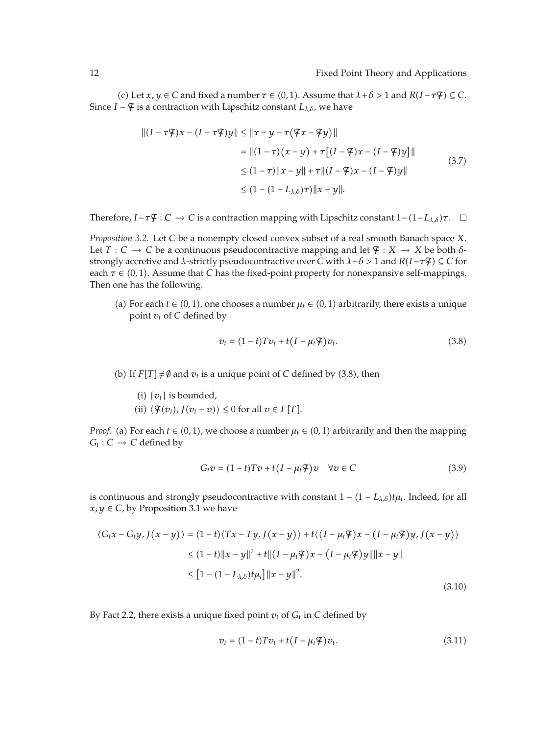(c) Let $x, y \in C$ and fixed a number $\tau \in (0,1)$. Assume that $\lambda+\delta > 1$ and $R(I-\tau\mathcal{F}) \subseteq C$. Since $I - \mathcal{F}$ is a contraction with Lipschitz constant $L_{\lambda,\delta}$, we have

$$
\begin{aligned}
\|(I-\tau\mathcal{F})x - (I-\tau\mathcal{F})y\| &\leq \|x - y - \tau(\mathcal{F}x - \mathcal{F}y)\| \\
&= \|(1-\tau)(x-y) + \tau[(I-\mathcal{F})x - (I-\mathcal{F})y]\| \\
&\leq (1-\tau)\|x-y\| + \tau\|(I-\mathcal{F})x - (I-\mathcal{F})y\| \\
&\leq (1-(1-L_{\lambda,\delta})\tau)\|x-y\|.
\end{aligned}
\tag{3.7}
$$

Therefore, $I-\tau\mathcal{F} : C \to C$ is a contraction mapping with Lipschitz constant $1-(1-L_{\lambda,\delta})\tau$. □

*Proposition 3.2.* Let $C$ be a nonempty closed convex subset of a real smooth Banach space $X$. Let $T : C \to C$ be a continuous pseudocontractive mapping and let $\mathcal{F} : X \to X$ be both $\delta$-strongly accretive and $\lambda$-strictly pseudocontractive over $C$ with $\lambda+\delta > 1$ and $R(I-\tau\mathcal{F}) \subseteq C$ for each $\tau \in (0,1)$. Assume that $C$ has the fixed-point property for nonexpansive self-mappings. Then one has the following.

(a) For each $t \in (0,1)$, one chooses a number $\mu_t \in (0,1)$ arbitrarily, there exists a unique point $v_t$ of $C$ defined by

$$
v_t = (1-t)Tv_t + t(I-\mu_t\mathcal{F})v_t. \tag{3.8}
$$

(b) If $F[T] \neq \emptyset$ and $v_t$ is a unique point of $C$ defined by (3.8), then

(i) $\{v_t\}$ is bounded,

(ii) $\langle \mathcal{F}(v_t), J(v_t - v)\rangle \leq 0$ for all $v \in F[T]$.

*Proof.* (a) For each $t \in (0,1)$, we choose a number $\mu_t \in (0,1)$ arbitrarily and then the mapping $G_t : C \to C$ defined by

$$
G_t v = (1-t)Tv + t(I-\mu_t\mathcal{F})v \quad \forall v \in C \tag{3.9}
$$

is continuous and strongly pseudocontractive with constant $1-(1-L_{\lambda,\delta})t\mu_t$. Indeed, for all $x, y \in C$, by Proposition 3.1 we have

$$
\begin{aligned}
\langle G_t x - G_t y, J(x-y)\rangle &= (1-t)\langle Tx - Ty, J(x-y)\rangle + t\langle (I-\mu_t\mathcal{F})x - (I-\mu_t\mathcal{F})y, J(x-y)\rangle \\
&\leq (1-t)\|x-y\|^2 + t\|(I-\mu_t\mathcal{F})x - (I-\mu_t\mathcal{F})y\|\|x-y\| \\
&\leq [1-(1-L_{\lambda,\delta})t\mu_t]\|x-y\|^2.
\end{aligned}
\tag{3.10}
$$

By Fact 2.2, there exists a unique fixed point $v_t$ of $G_t$ in $C$ defined by

$$
v_t = (1-t)Tv_t + t(I-\mu_t\mathcal{F})v_t. \tag{3.11}
$$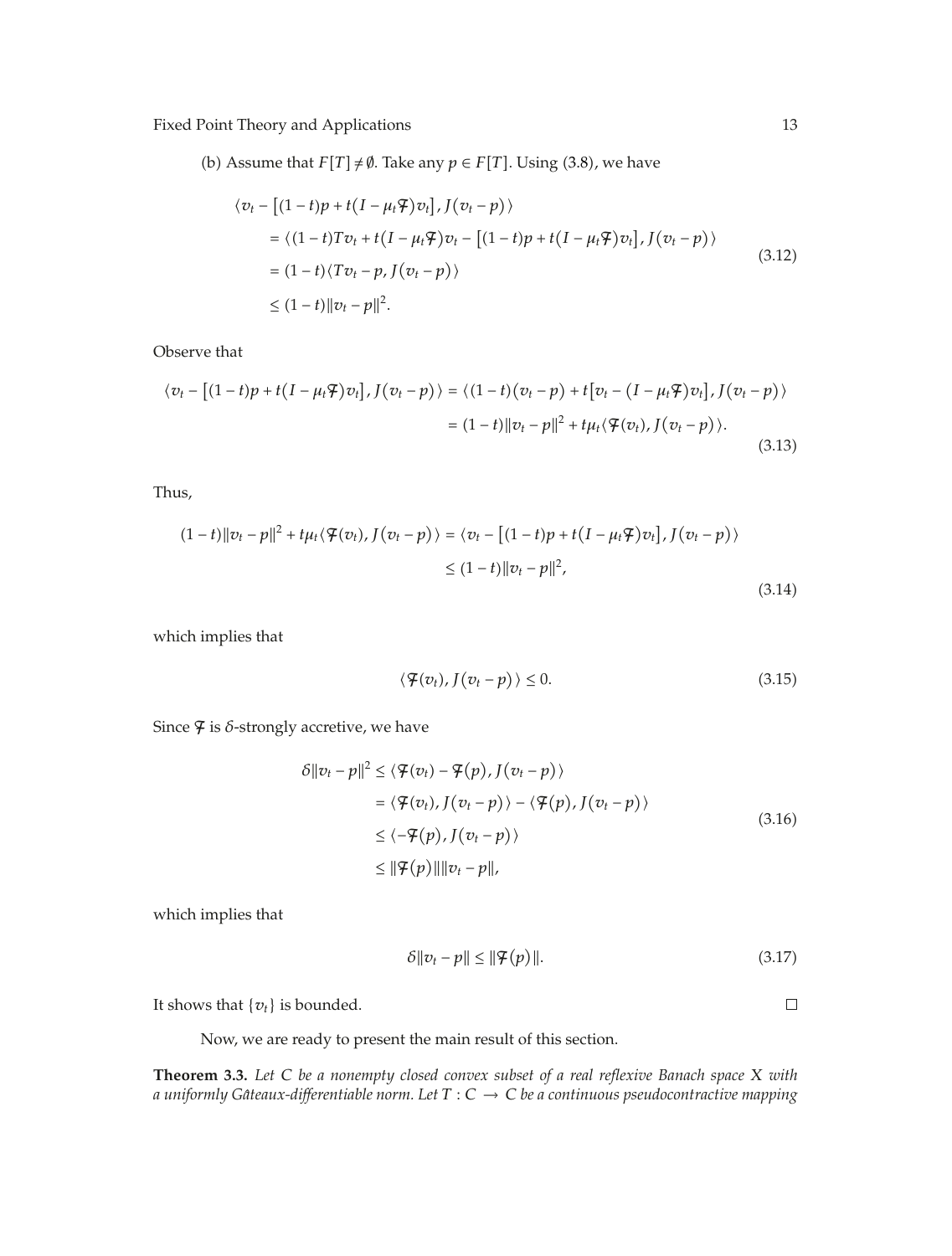(b) Assume that $F[T] \neq \emptyset$. Take any $p \in F[T]$. Using (3.8), we have

$$
\begin{aligned}
&\langle v_t - [(1-t)p + t(I - \mu_t \mathcal{F})v_t], J(v_t - p) \rangle \\
&\quad = \langle (1-t)Tv_t + t(I - \mu_t \mathcal{F})v_t - [(1-t)p + t(I - \mu_t \mathcal{F})v_t], J(v_t - p) \rangle \\
&\quad = (1-t)\langle Tv_t - p, J(v_t - p) \rangle \\
&\quad \leq (1-t)\|v_t - p\|^2.
\end{aligned}
\tag{3.12}
$$

Observe that

$$
\begin{aligned}
\langle v_t - [(1-t)p + t(I - \mu_t \mathcal{F})v_t], J(v_t - p) \rangle &= \langle (1-t)(v_t - p) + t[v_t - (I - \mu_t \mathcal{F})v_t], J(v_t - p) \rangle \\
&= (1-t)\|v_t - p\|^2 + t\mu_t \langle \mathcal{F}(v_t), J(v_t - p) \rangle.
\end{aligned}
\tag{3.13}
$$

Thus,

$$
\begin{aligned}
(1-t)\|v_t - p\|^2 + t\mu_t \langle \mathcal{F}(v_t), J(v_t - p) \rangle &= \langle v_t - [(1-t)p + t(I - \mu_t \mathcal{F})v_t], J(v_t - p) \rangle \\
&\leq (1-t)\|v_t - p\|^2,
\end{aligned}
\tag{3.14}
$$

which implies that

$$
\langle \mathcal{F}(v_t), J(v_t - p) \rangle \leq 0. \tag{3.15}
$$

Since $\mathcal{F}$ is $\delta$-strongly accretive, we have

$$
\begin{aligned}
\delta \|v_t - p\|^2 &\leq \langle \mathcal{F}(v_t) - \mathcal{F}(p), J(v_t - p) \rangle \\
&= \langle \mathcal{F}(v_t), J(v_t - p) \rangle - \langle \mathcal{F}(p), J(v_t - p) \rangle \\
&\leq \langle -\mathcal{F}(p), J(v_t - p) \rangle \\
&\leq \|\mathcal{F}(p)\| \|v_t - p\|,
\end{aligned}
\tag{3.16}
$$

which implies that

$$
\delta \|v_t - p\| \leq \|\mathcal{F}(p)\|. \tag{3.17}
$$

It shows that $\{v_t\}$ is bounded. □

Now, we are ready to present the main result of this section.

**Theorem 3.3.** *Let $C$ be a nonempty closed convex subset of a real reflexive Banach space $X$ with a uniformly Gâteaux-differentiable norm. Let $T : C \to C$ be a continuous pseudocontractive mapping*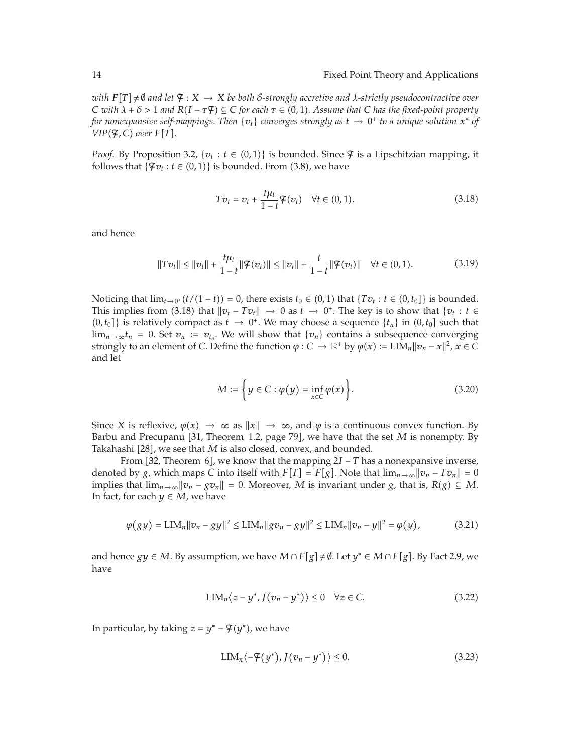*with $F[T] \neq \emptyset$ and let $\mathcal{F} : X \to X$ be both $\delta$-strongly accretive and $\lambda$-strictly pseudocontractive over $C$ with $\lambda + \delta > 1$ and $R(I - \tau\mathcal{F}) \subseteq C$ for each $\tau \in (0,1)$. Assume that $C$ has the fixed-point property for nonexpansive self-mappings. Then $\{v_t\}$ converges strongly as $t \to 0^+$ to a unique solution $x^*$ of $VIP(\mathcal{F}, C)$ over $F[T]$.*

*Proof.* By Proposition 3.2, $\{v_t : t \in (0,1)\}$ is bounded. Since $\mathcal{F}$ is a Lipschitzian mapping, it follows that $\{\mathcal{F}v_t : t \in (0,1)\}$ is bounded. From (3.8), we have

$$Tv_t = v_t + \frac{t\mu_t}{1-t}\mathcal{F}(v_t) \quad \forall t \in (0,1). \tag{3.18}$$

and hence

$$\|Tv_t\| \leq \|v_t\| + \frac{t\mu_t}{1-t}\|\mathcal{F}(v_t)\| \leq \|v_t\| + \frac{t}{1-t}\|\mathcal{F}(v_t)\| \quad \forall t \in (0,1). \tag{3.19}$$

Noticing that $\lim_{t\to 0^+}(t/(1-t)) = 0$, there exists $t_0 \in (0,1)$ that $\{Tv_t : t \in (0,t_0]\}$ is bounded. This implies from (3.18) that $\|v_t - Tv_t\| \to 0$ as $t \to 0^+$. The key is to show that $\{v_t : t \in (0,t_0]\}$ is relatively compact as $t \to 0^+$. We may choose a sequence $\{t_n\}$ in $(0,t_0]$ such that $\lim_{n\to\infty} t_n = 0$. Set $v_n := v_{t_n}$. We will show that $\{v_n\}$ contains a subsequence converging strongly to an element of $C$. Define the function $\varphi : C \to \mathbb{R}^+$ by $\varphi(x) := \mathrm{LIM}_n\|v_n - x\|^2$, $x \in C$ and let

$$M := \left\{ y \in C : \varphi(y) = \inf_{x\in C}\varphi(x) \right\}. \tag{3.20}$$

Since $X$ is reflexive, $\varphi(x) \to \infty$ as $\|x\| \to \infty$, and $\varphi$ is a continuous convex function. By Barbu and Precupanu [31, Theorem 1.2, page 79], we have that the set $M$ is nonempty. By Takahashi [28], we see that $M$ is also closed, convex, and bounded.

From [32, Theorem 6], we know that the mapping $2I - T$ has a nonexpansive inverse, denoted by $g$, which maps $C$ into itself with $F[T] = F[g]$. Note that $\lim_{n\to\infty}\|v_n - Tv_n\| = 0$ implies that $\lim_{n\to\infty}\|v_n - gv_n\| = 0$. Moreover, $M$ is invariant under $g$, that is, $R(g) \subseteq M$. In fact, for each $y \in M$, we have

$$\varphi(gy) = \mathrm{LIM}_n\|v_n - gy\|^2 \leq \mathrm{LIM}_n\|gv_n - gy\|^2 \leq \mathrm{LIM}_n\|v_n - y\|^2 = \varphi(y), \tag{3.21}$$

and hence $gy \in M$. By assumption, we have $M \cap F[g] \neq \emptyset$. Let $y^* \in M \cap F[g]$. By Fact 2.9, we have

$$\mathrm{LIM}_n\langle z - y^*, J(v_n - y^*)\rangle \leq 0 \quad \forall z \in C. \tag{3.22}$$

In particular, by taking $z = y^* - \mathcal{F}(y^*)$, we have

$$\mathrm{LIM}_n\langle -\mathcal{F}(y^*), J(v_n - y^*)\rangle \leq 0. \tag{3.23}$$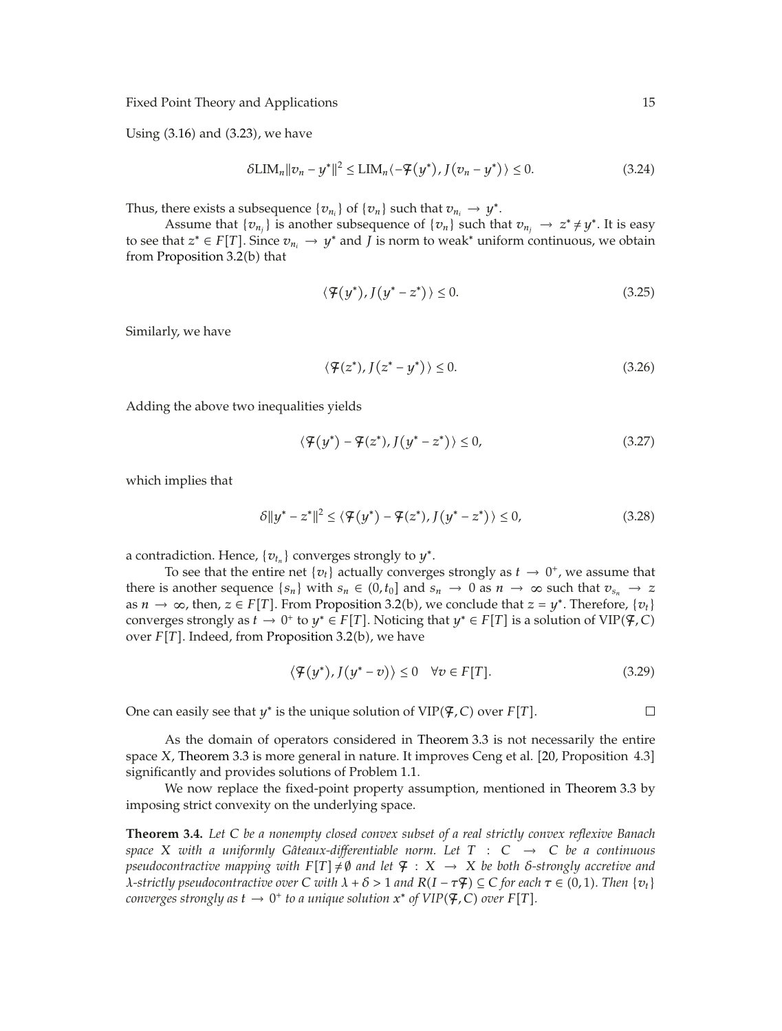Using (3.16) and (3.23), we have

$$\delta \text{LIM}_n \|v_n - y^*\|^2 \le \text{LIM}_n \langle -\mathcal{F}(y^*), J(v_n - y^*) \rangle \le 0. \tag{3.24}$$

Thus, there exists a subsequence $\{v_{n_i}\}$ of $\{v_n\}$ such that $v_{n_i} \to y^*$.

Assume that $\{v_{n_j}\}$ is another subsequence of $\{v_n\}$ such that $v_{n_j} \to z^* \neq y^*$. It is easy to see that $z^* \in F[T]$. Since $v_{n_i} \to y^*$ and $J$ is norm to weak* uniform continuous, we obtain from Proposition 3.2(b) that

$$\langle \mathcal{F}(y^*), J(y^* - z^*) \rangle \le 0. \tag{3.25}$$

Similarly, we have

$$\langle \mathcal{F}(z^*), J(z^* - y^*) \rangle \le 0. \tag{3.26}$$

Adding the above two inequalities yields

$$\langle \mathcal{F}(y^*) - \mathcal{F}(z^*), J(y^* - z^*) \rangle \le 0, \tag{3.27}$$

which implies that

$$\delta \|y^* - z^*\|^2 \le \langle \mathcal{F}(y^*) - \mathcal{F}(z^*), J(y^* - z^*) \rangle \le 0, \tag{3.28}$$

a contradiction. Hence, $\{v_{t_n}\}$ converges strongly to $y^*$.

To see that the entire net $\{v_t\}$ actually converges strongly as $t \to 0^+$, we assume that there is another sequence $\{s_n\}$ with $s_n \in (0, t_0]$ and $s_n \to 0$ as $n \to \infty$ such that $v_{s_n} \to z$ as $n \to \infty$, then, $z \in F[T]$. From Proposition 3.2(b), we conclude that $z = y^*$. Therefore, $\{v_t\}$ converges strongly as $t \to 0^+$ to $y^* \in F[T]$. Noticing that $y^* \in F[T]$ is a solution of VIP$(\mathcal{F}, C)$ over $F[T]$. Indeed, from Proposition 3.2(b), we have

$$\langle \mathcal{F}(y^*), J(y^* - v) \rangle \le 0 \quad \forall v \in F[T]. \tag{3.29}$$

One can easily see that $y^*$ is the unique solution of VIP$(\mathcal{F}, C)$ over $F[T]$. □

As the domain of operators considered in Theorem 3.3 is not necessarily the entire space $X$, Theorem 3.3 is more general in nature. It improves Ceng et al. [20, Proposition 4.3] significantly and provides solutions of Problem 1.1.

We now replace the fixed-point property assumption, mentioned in Theorem 3.3 by imposing strict convexity on the underlying space.

**Theorem 3.4.** *Let $C$ be a nonempty closed convex subset of a real strictly convex reflexive Banach space $X$ with a uniformly Gâteaux-differentiable norm. Let $T : C \to C$ be a continuous pseudocontractive mapping with $F[T] \neq \emptyset$ and let $\mathcal{F} : X \to X$ be both $\delta$-strongly accretive and $\lambda$-strictly pseudocontractive over $C$ with $\lambda + \delta > 1$ and $R(I - \tau\mathcal{F}) \subseteq C$ for each $\tau \in (0, 1)$. Then $\{v_t\}$ converges strongly as $t \to 0^+$ to a unique solution $x^*$ of VIP$(\mathcal{F}, C)$ over $F[T]$.*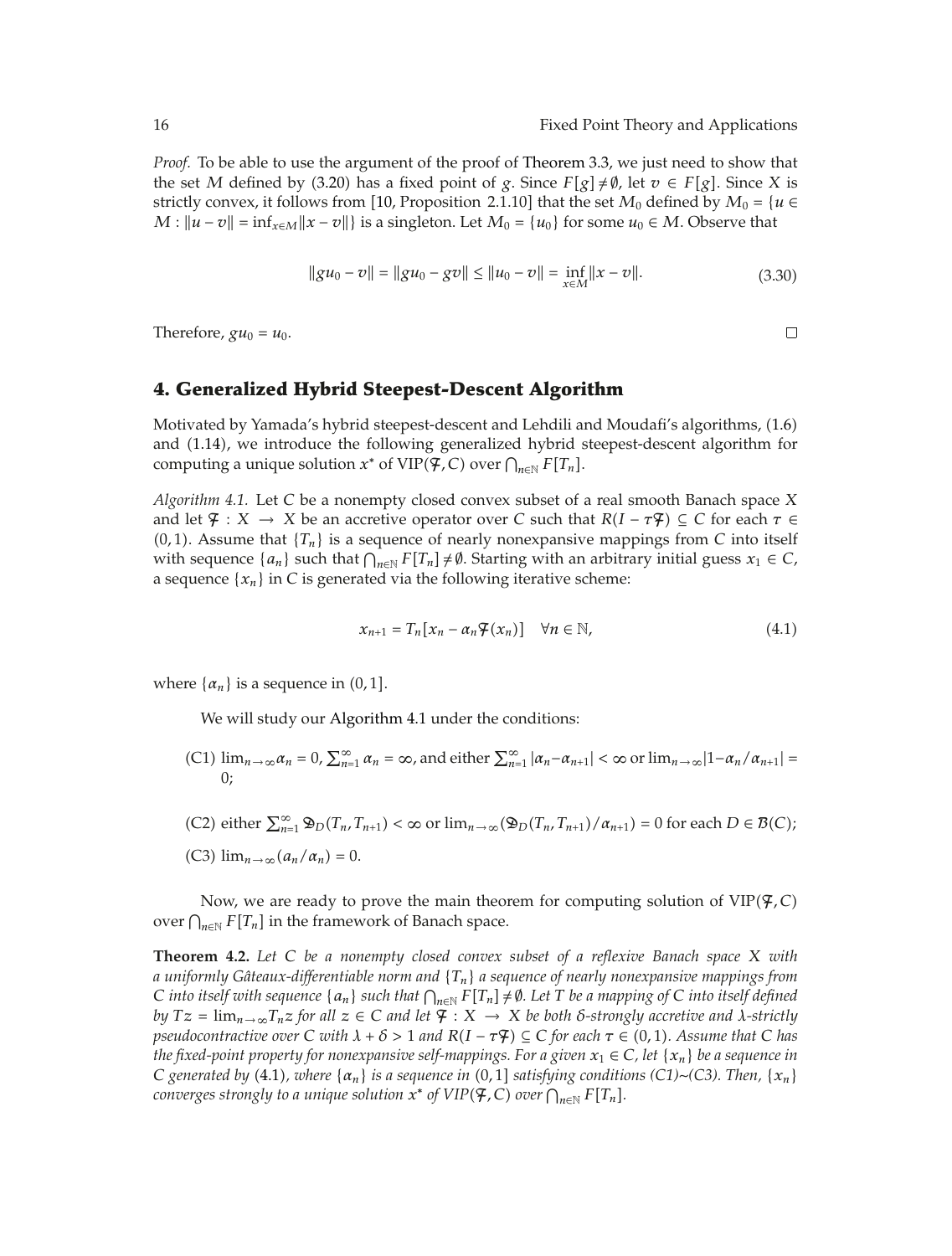*Proof.* To be able to use the argument of the proof of Theorem 3.3, we just need to show that the set $M$ defined by (3.20) has a fixed point of $g$. Since $F[g] \neq \emptyset$, let $v \in F[g]$. Since $X$ is strictly convex, it follows from [10, Proposition 2.1.10] that the set $M_0$ defined by $M_0 = \{u \in M : \|u - v\| = \inf_{x \in M} \|x - v\|\}$ is a singleton. Let $M_0 = \{u_0\}$ for some $u_0 \in M$. Observe that

$$\|gu_0 - v\| = \|gu_0 - gv\| \leq \|u_0 - v\| = \inf_{x \in M} \|x - v\|. \tag{3.30}$$

Therefore, $gu_0 = u_0$. □

## 4. Generalized Hybrid Steepest-Descent Algorithm

Motivated by Yamada's hybrid steepest-descent and Lehdili and Moudafi's algorithms, (1.6) and (1.14), we introduce the following generalized hybrid steepest-descent algorithm for computing a unique solution $x^*$ of $\mathrm{VIP}(\mathcal{F}, C)$ over $\bigcap_{n \in \mathbb{N}} F[T_n]$.

*Algorithm 4.1.* Let $C$ be a nonempty closed convex subset of a real smooth Banach space $X$ and let $\mathcal{F} : X \to X$ be an accretive operator over $C$ such that $R(I - \tau\mathcal{F}) \subseteq C$ for each $\tau \in (0, 1)$. Assume that $\{T_n\}$ is a sequence of nearly nonexpansive mappings from $C$ into itself with sequence $\{a_n\}$ such that $\bigcap_{n \in \mathbb{N}} F[T_n] \neq \emptyset$. Starting with an arbitrary initial guess $x_1 \in C$, a sequence $\{x_n\}$ in $C$ is generated via the following iterative scheme:

$$x_{n+1} = T_n[x_n - \alpha_n \mathcal{F}(x_n)] \quad \forall n \in \mathbb{N}, \tag{4.1}$$

where $\{\alpha_n\}$ is a sequence in $(0, 1]$.

We will study our Algorithm 4.1 under the conditions:

(C1) $\lim_{n \to \infty} \alpha_n = 0$, $\sum_{n=1}^{\infty} \alpha_n = \infty$, and either $\sum_{n=1}^{\infty} |\alpha_n - \alpha_{n+1}| < \infty$ or $\lim_{n \to \infty} |1 - \alpha_n / \alpha_{n+1}| = 0$;

(C2) either $\sum_{n=1}^{\infty} \mathfrak{D}_D(T_n, T_{n+1}) < \infty$ or $\lim_{n \to \infty} (\mathfrak{D}_D(T_n, T_{n+1}) / \alpha_{n+1}) = 0$ for each $D \in \mathcal{B}(C)$;

(C3) $\lim_{n \to \infty} (a_n / \alpha_n) = 0$.

Now, we are ready to prove the main theorem for computing solution of $\mathrm{VIP}(\mathcal{F}, C)$ over $\bigcap_{n \in \mathbb{N}} F[T_n]$ in the framework of Banach space.

**Theorem 4.2.** *Let $C$ be a nonempty closed convex subset of a reflexive Banach space $X$ with a uniformly Gâteaux-differentiable norm and $\{T_n\}$ a sequence of nearly nonexpansive mappings from $C$ into itself with sequence $\{a_n\}$ such that $\bigcap_{n \in \mathbb{N}} F[T_n] \neq \emptyset$. Let $T$ be a mapping of $C$ into itself defined by $Tz = \lim_{n \to \infty} T_n z$ for all $z \in C$ and let $\mathcal{F} : X \to X$ be both $\delta$-strongly accretive and $\lambda$-strictly pseudocontractive over $C$ with $\lambda + \delta > 1$ and $R(I - \tau\mathcal{F}) \subseteq C$ for each $\tau \in (0, 1)$. Assume that $C$ has the fixed-point property for nonexpansive self-mappings. For a given $x_1 \in C$, let $\{x_n\}$ be a sequence in $C$ generated by (4.1), where $\{\alpha_n\}$ is a sequence in $(0, 1]$ satisfying conditions (C1)~(C3). Then, $\{x_n\}$ converges strongly to a unique solution $x^*$ of $\mathrm{VIP}(\mathcal{F}, C)$ over $\bigcap_{n \in \mathbb{N}} F[T_n]$.*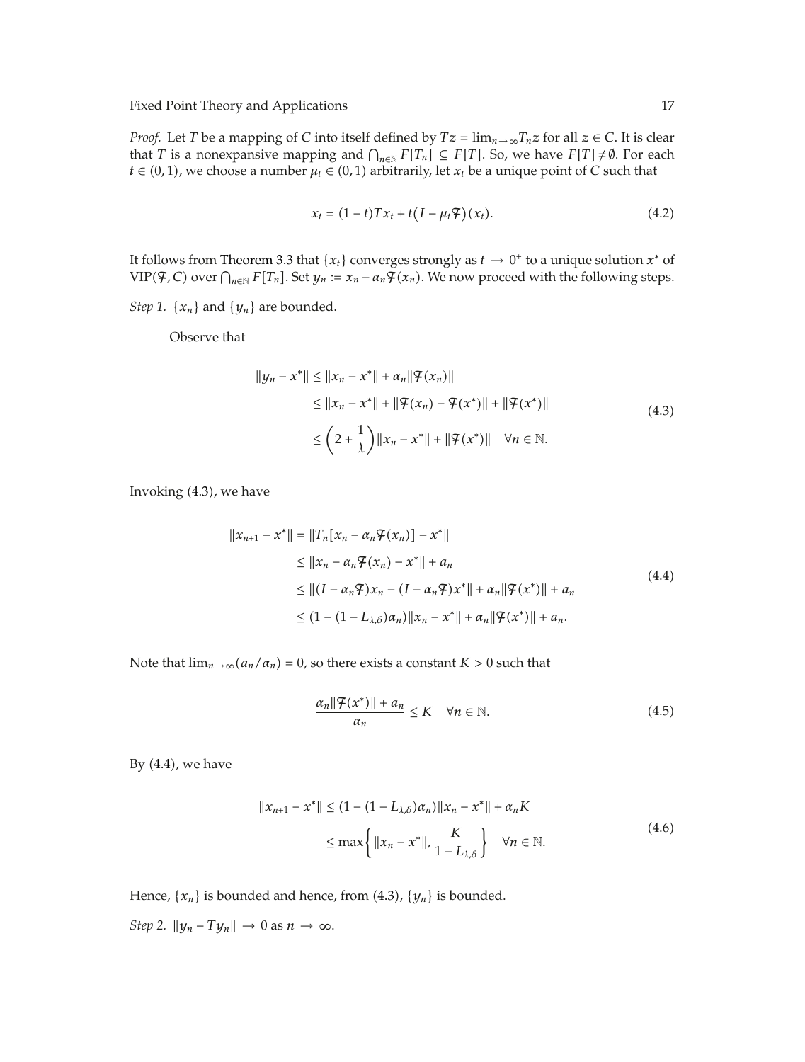*Proof.* Let $T$ be a mapping of $C$ into itself defined by $Tz = \lim_{n\to\infty} T_n z$ for all $z \in C$. It is clear that $T$ is a nonexpansive mapping and $\bigcap_{n\in\mathbb{N}} F[T_n] \subseteq F[T]$. So, we have $F[T] \neq \emptyset$. For each $t \in (0,1)$, we choose a number $\mu_t \in (0,1)$ arbitrarily, let $x_t$ be a unique point of $C$ such that

$$x_t = (1-t)Tx_t + t\big(I - \mu_t \mathcal{F}\big)(x_t). \tag{4.2}$$

It follows from Theorem 3.3 that $\{x_t\}$ converges strongly as $t \to 0^+$ to a unique solution $x^*$ of $\text{VIP}(\mathcal{F}, C)$ over $\bigcap_{n\in\mathbb{N}} F[T_n]$. Set $y_n := x_n - \alpha_n \mathcal{F}(x_n)$. We now proceed with the following steps.

*Step 1.* $\{x_n\}$ and $\{y_n\}$ are bounded.

Observe that

$$\begin{aligned}
\|y_n - x^*\| &\leq \|x_n - x^*\| + \alpha_n \|\mathcal{F}(x_n)\| \\
&\leq \|x_n - x^*\| + \|\mathcal{F}(x_n) - \mathcal{F}(x^*)\| + \|\mathcal{F}(x^*)\| \\
&\leq \left(2 + \frac{1}{\lambda}\right)\|x_n - x^*\| + \|\mathcal{F}(x^*)\| \quad \forall n \in \mathbb{N}.
\end{aligned} \tag{4.3}$$

Invoking (4.3), we have

$$\begin{aligned}
\|x_{n+1} - x^*\| &= \|T_n[x_n - \alpha_n \mathcal{F}(x_n)] - x^*\| \\
&\leq \|x_n - \alpha_n \mathcal{F}(x_n) - x^*\| + a_n \\
&\leq \|(I - \alpha_n \mathcal{F})x_n - (I - \alpha_n \mathcal{F})x^*\| + \alpha_n \|\mathcal{F}(x^*)\| + a_n \\
&\leq (1 - (1 - L_{\lambda,\delta})\alpha_n)\|x_n - x^*\| + \alpha_n \|\mathcal{F}(x^*)\| + a_n.
\end{aligned} \tag{4.4}$$

Note that $\lim_{n\to\infty}(a_n/\alpha_n) = 0$, so there exists a constant $K > 0$ such that

$$\frac{\alpha_n \|\mathcal{F}(x^*)\| + a_n}{\alpha_n} \leq K \quad \forall n \in \mathbb{N}. \tag{4.5}$$

By (4.4), we have

$$\begin{aligned}
\|x_{n+1} - x^*\| &\leq (1 - (1 - L_{\lambda,\delta})\alpha_n)\|x_n - x^*\| + \alpha_n K \\
&\leq \max\left\{ \|x_n - x^*\|, \frac{K}{1 - L_{\lambda,\delta}} \right\} \quad \forall n \in \mathbb{N}.
\end{aligned} \tag{4.6}$$

Hence, $\{x_n\}$ is bounded and hence, from (4.3), $\{y_n\}$ is bounded.

*Step 2.* $\|y_n - Ty_n\| \to 0$ as $n \to \infty$.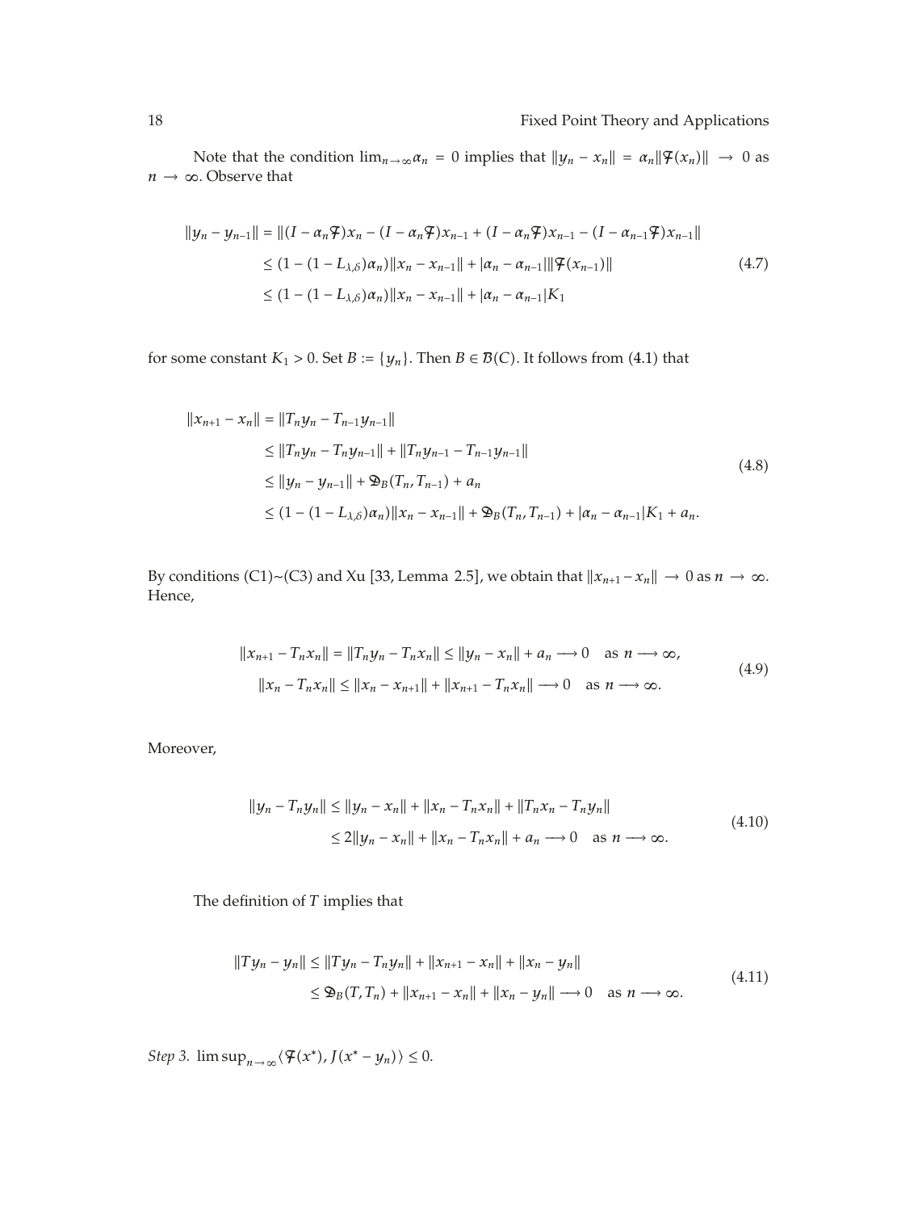Note that the condition $\lim_{n\to\infty}\alpha_n = 0$ implies that $\|y_n - x_n\| = \alpha_n\|\mathcal{F}(x_n)\| \to 0$ as $n \to \infty$. Observe that

$$
\begin{aligned}
\|y_n - y_{n-1}\| &= \|(I-\alpha_n\mathcal{F})x_n - (I-\alpha_n\mathcal{F})x_{n-1} + (I-\alpha_n\mathcal{F})x_{n-1} - (I-\alpha_{n-1}\mathcal{F})x_{n-1}\| \\
&\le (1-(1-L_{\lambda,\delta})\alpha_n)\|x_n - x_{n-1}\| + |\alpha_n - \alpha_{n-1}|\|\mathcal{F}(x_{n-1})\| \\
&\le (1-(1-L_{\lambda,\delta})\alpha_n)\|x_n - x_{n-1}\| + |\alpha_n - \alpha_{n-1}|K_1
\end{aligned}
\tag{4.7}
$$

for some constant $K_1 > 0$. Set $B := \{y_n\}$. Then $B \in \mathcal{B}(C)$. It follows from (4.1) that

$$
\begin{aligned}
\|x_{n+1} - x_n\| &= \|T_n y_n - T_{n-1}y_{n-1}\| \\
&\le \|T_n y_n - T_n y_{n-1}\| + \|T_n y_{n-1} - T_{n-1}y_{n-1}\| \\
&\le \|y_n - y_{n-1}\| + \mathfrak{D}_B(T_n, T_{n-1}) + a_n \\
&\le (1-(1-L_{\lambda,\delta})\alpha_n)\|x_n - x_{n-1}\| + \mathfrak{D}_B(T_n, T_{n-1}) + |\alpha_n - \alpha_{n-1}|K_1 + a_n.
\end{aligned}
\tag{4.8}
$$

By conditions (C1)~(C3) and Xu [33, Lemma 2.5], we obtain that $\|x_{n+1} - x_n\| \to 0$ as $n \to \infty$. Hence,

$$
\begin{aligned}
\|x_{n+1} - T_n x_n\| = \|T_n y_n - T_n x_n\| &\le \|y_n - x_n\| + a_n \longrightarrow 0 \quad \text{as } n \longrightarrow \infty, \\
\|x_n - T_n x_n\| &\le \|x_n - x_{n+1}\| + \|x_{n+1} - T_n x_n\| \longrightarrow 0 \quad \text{as } n \longrightarrow \infty.
\end{aligned}
\tag{4.9}
$$

Moreover,

$$
\begin{aligned}
\|y_n - T_n y_n\| &\le \|y_n - x_n\| + \|x_n - T_n x_n\| + \|T_n x_n - T_n y_n\| \\
&\le 2\|y_n - x_n\| + \|x_n - T_n x_n\| + a_n \longrightarrow 0 \quad \text{as } n \longrightarrow \infty.
\end{aligned}
\tag{4.10}
$$

The definition of $T$ implies that

$$
\begin{aligned}
\|Ty_n - y_n\| &\le \|Ty_n - T_n y_n\| + \|x_{n+1} - x_n\| + \|x_n - y_n\| \\
&\le \mathfrak{D}_B(T, T_n) + \|x_{n+1} - x_n\| + \|x_n - y_n\| \longrightarrow 0 \quad \text{as } n \longrightarrow \infty.
\end{aligned}
\tag{4.11}
$$

*Step 3.* $\limsup_{n\to\infty}\langle \mathcal{F}(x^*), J(x^* - y_n)\rangle \le 0$.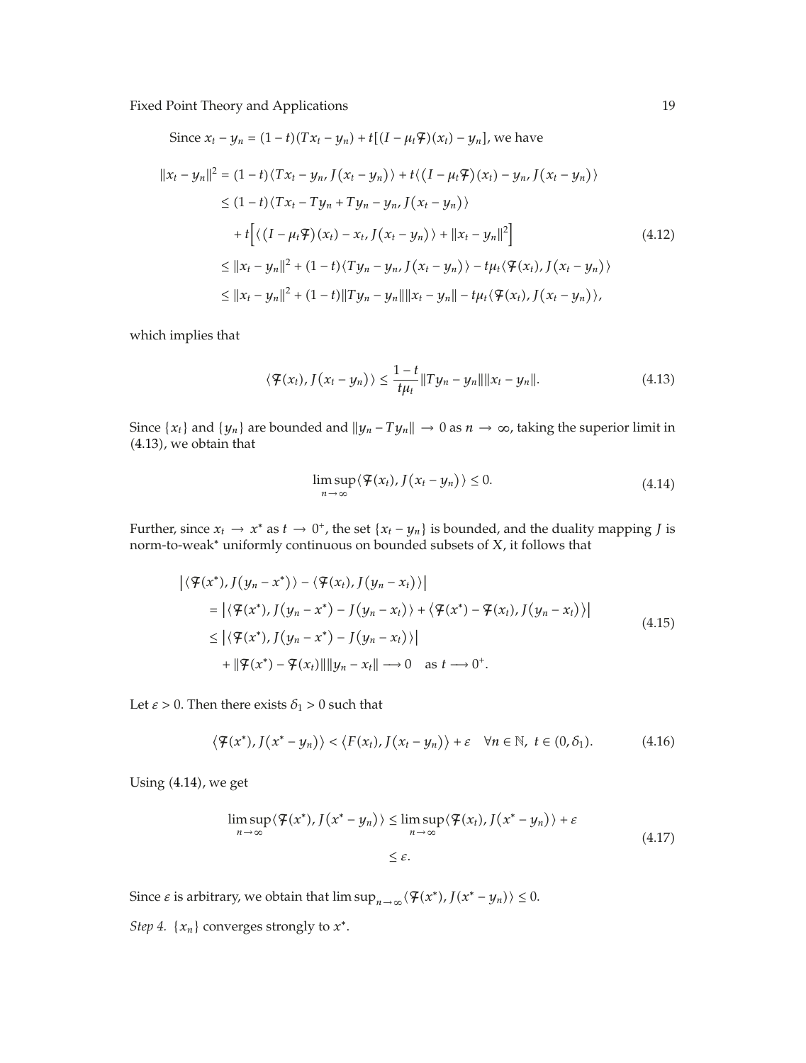Since $x_t - y_n = (1-t)(Tx_t - y_n) + t[(I - \mu_t \mathcal{F})(x_t) - y_n]$, we have

$$
\begin{aligned}
\|x_t - y_n\|^2 &= (1-t)\langle Tx_t - y_n, J(x_t - y_n)\rangle + t\langle (I - \mu_t \mathcal{F})(x_t) - y_n, J(x_t - y_n)\rangle \\
&\leq (1-t)\langle Tx_t - Ty_n + Ty_n - y_n, J(x_t - y_n)\rangle \\
&\quad + t\Big[\langle (I - \mu_t \mathcal{F})(x_t) - x_t, J(x_t - y_n)\rangle + \|x_t - y_n\|^2\Big] \\
&\leq \|x_t - y_n\|^2 + (1-t)\langle Ty_n - y_n, J(x_t - y_n)\rangle - t\mu_t \langle \mathcal{F}(x_t), J(x_t - y_n)\rangle \\
&\leq \|x_t - y_n\|^2 + (1-t)\|Ty_n - y_n\|\|x_t - y_n\| - t\mu_t \langle \mathcal{F}(x_t), J(x_t - y_n)\rangle,
\end{aligned} \tag{4.12}
$$

which implies that

$$
\langle \mathcal{F}(x_t), J(x_t - y_n)\rangle \leq \frac{1-t}{t\mu_t}\|Ty_n - y_n\|\|x_t - y_n\|. \tag{4.13}
$$

Since $\{x_t\}$ and $\{y_n\}$ are bounded and $\|y_n - Ty_n\| \to 0$ as $n \to \infty$, taking the superior limit in (4.13), we obtain that

$$
\limsup_{n \to \infty} \langle \mathcal{F}(x_t), J(x_t - y_n)\rangle \leq 0. \tag{4.14}
$$

Further, since $x_t \to x^*$ as $t \to 0^+$, the set $\{x_t - y_n\}$ is bounded, and the duality mapping $J$ is norm-to-weak* uniformly continuous on bounded subsets of X, it follows that

$$
\begin{aligned}
&\left|\langle \mathcal{F}(x^*), J(y_n - x^*)\rangle - \langle \mathcal{F}(x_t), J(y_n - x_t)\rangle\right| \\
&\quad = \left|\langle \mathcal{F}(x^*), J(y_n - x^*) - J(y_n - x_t)\rangle + \langle \mathcal{F}(x^*) - \mathcal{F}(x_t), J(y_n - x_t)\rangle\right| \\
&\quad \leq \left|\langle \mathcal{F}(x^*), J(y_n - x^*) - J(y_n - x_t)\rangle\right| \\
&\qquad + \|\mathcal{F}(x^*) - \mathcal{F}(x_t)\|\|y_n - x_t\| \longrightarrow 0 \quad \text{as } t \longrightarrow 0^+.
\end{aligned} \tag{4.15}
$$

Let $\varepsilon > 0$. Then there exists $\delta_1 > 0$ such that

$$
\langle \mathcal{F}(x^*), J(x^* - y_n)\rangle < \langle F(x_t), J(x_t - y_n)\rangle + \varepsilon \quad \forall n \in \mathbb{N},\ t \in (0, \delta_1). \tag{4.16}
$$

Using (4.14), we get

$$
\begin{aligned}
\limsup_{n \to \infty} \langle \mathcal{F}(x^*), J(x^* - y_n)\rangle &\leq \limsup_{n \to \infty} \langle \mathcal{F}(x_t), J(x^* - y_n)\rangle + \varepsilon \\
&\leq \varepsilon.
\end{aligned} \tag{4.17}
$$

Since $\varepsilon$ is arbitrary, we obtain that $\limsup_{n \to \infty} \langle \mathcal{F}(x^*), J(x^* - y_n)\rangle \leq 0$.

*Step 4.* $\{x_n\}$ converges strongly to $x^*$.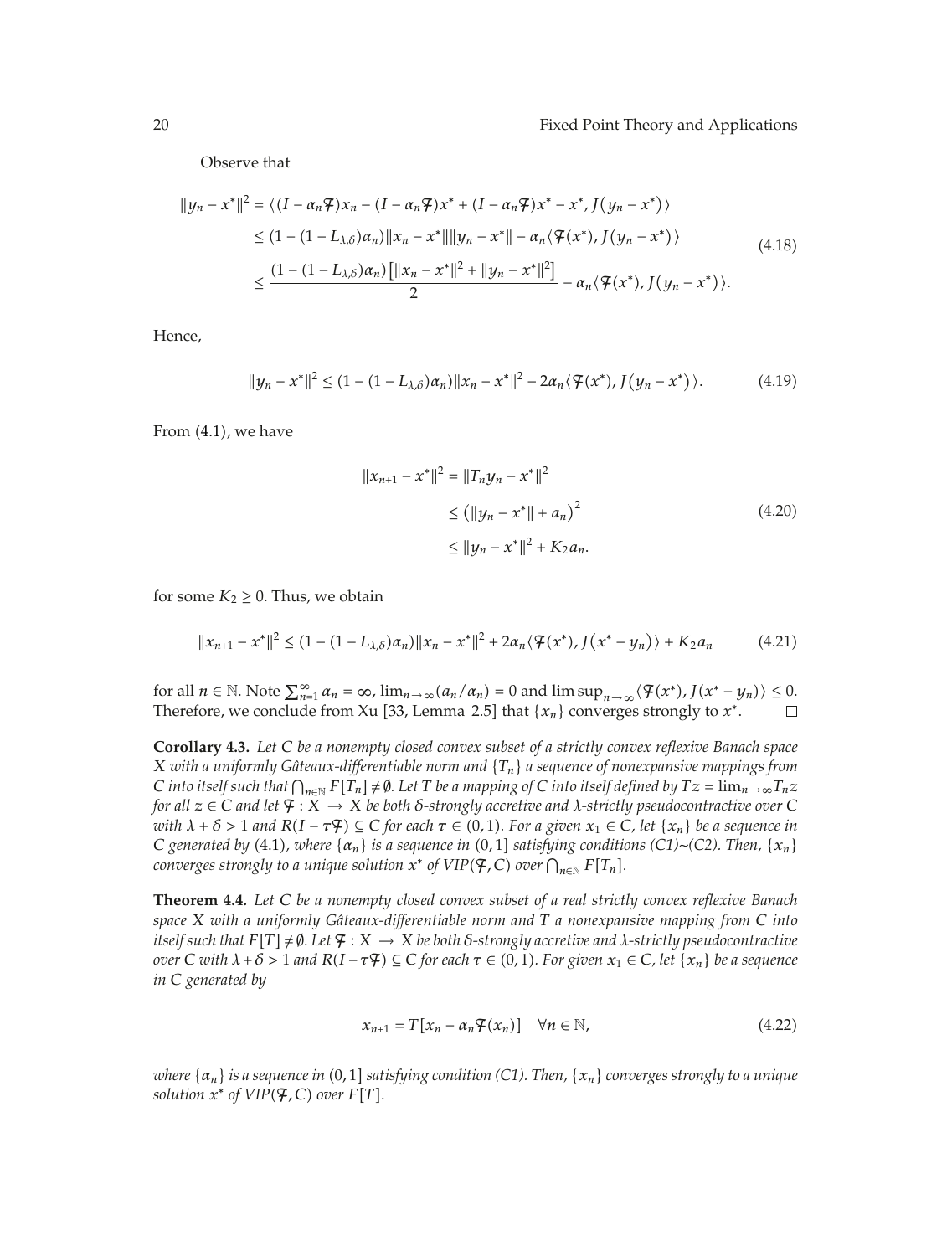Observe that

$$
\begin{aligned}
\|y_n - x^*\|^2 &= \langle (I - \alpha_n \digamma)x_n - (I - \alpha_n \digamma)x^* + (I - \alpha_n \digamma)x^* - x^*, J(y_n - x^*)\rangle \\
&\leq (1 - (1 - L_{\lambda,\delta})\alpha_n)\|x_n - x^*\|\|y_n - x^*\| - \alpha_n \langle \digamma(x^*), J(y_n - x^*)\rangle \\
&\leq \frac{(1 - (1 - L_{\lambda,\delta})\alpha_n)\left[\|x_n - x^*\|^2 + \|y_n - x^*\|^2\right]}{2} - \alpha_n \langle \digamma(x^*), J(y_n - x^*)\rangle.
\end{aligned}
\tag{4.18}
$$

Hence,

$$
\|y_n - x^*\|^2 \leq (1 - (1 - L_{\lambda,\delta})\alpha_n)\|x_n - x^*\|^2 - 2\alpha_n \langle \digamma(x^*), J(y_n - x^*)\rangle. \tag{4.19}
$$

From (4.1), we have

$$
\begin{aligned}
\|x_{n+1} - x^*\|^2 &= \|T_n y_n - x^*\|^2 \\
&\leq \left(\|y_n - x^*\| + a_n\right)^2 \\
&\leq \|y_n - x^*\|^2 + K_2 a_n.
\end{aligned}
\tag{4.20}
$$

for some $K_2 \geq 0$. Thus, we obtain

$$
\|x_{n+1} - x^*\|^2 \leq (1 - (1 - L_{\lambda,\delta})\alpha_n)\|x_n - x^*\|^2 + 2\alpha_n \langle \digamma(x^*), J(x^* - y_n)\rangle + K_2 a_n \tag{4.21}
$$

for all $n \in \mathbb{N}$. Note $\sum_{n=1}^{\infty} \alpha_n = \infty$, $\lim_{n\to\infty}(a_n/\alpha_n) = 0$ and $\limsup_{n\to\infty}\langle \digamma(x^*), J(x^* - y_n)\rangle \leq 0$. Therefore, we conclude from Xu [33, Lemma 2.5] that $\{x_n\}$ converges strongly to $x^*$. □

**Corollary 4.3.** *Let $C$ be a nonempty closed convex subset of a strictly convex reflexive Banach space $X$ with a uniformly Gâteaux-differentiable norm and $\{T_n\}$ a sequence of nonexpansive mappings from $C$ into itself such that $\bigcap_{n\in\mathbb{N}} F[T_n] \neq \emptyset$. Let $T$ be a mapping of $C$ into itself defined by $Tz = \lim_{n\to\infty} T_n z$ for all $z \in C$ and let $\digamma : X \to X$ be both $\delta$-strongly accretive and $\lambda$-strictly pseudocontractive over $C$ with $\lambda + \delta > 1$ and $R(I - \tau\digamma) \subseteq C$ for each $\tau \in (0,1)$. For a given $x_1 \in C$, let $\{x_n\}$ be a sequence in $C$ generated by* (4.1)*, where $\{\alpha_n\}$ is a sequence in $(0,1]$ satisfying conditions (C1)~(C2). Then, $\{x_n\}$ converges strongly to a unique solution $x^*$ of $VIP(\digamma, C)$ over $\bigcap_{n\in\mathbb{N}} F[T_n]$.*

**Theorem 4.4.** *Let $C$ be a nonempty closed convex subset of a real strictly convex reflexive Banach space $X$ with a uniformly Gâteaux-differentiable norm and $T$ a nonexpansive mapping from $C$ into itself such that $F[T] \neq \emptyset$. Let $\digamma : X \to X$ be both $\delta$-strongly accretive and $\lambda$-strictly pseudocontractive over $C$ with $\lambda + \delta > 1$ and $R(I - \tau\digamma) \subseteq C$ for each $\tau \in (0,1)$. For given $x_1 \in C$, let $\{x_n\}$ be a sequence in $C$ generated by*

$$
x_{n+1} = T[x_n - \alpha_n \digamma(x_n)] \quad \forall n \in \mathbb{N}, \tag{4.22}
$$

*where $\{\alpha_n\}$ is a sequence in $(0,1]$ satisfying condition (C1). Then, $\{x_n\}$ converges strongly to a unique solution $x^*$ of $VIP(\digamma, C)$ over $F[T]$.*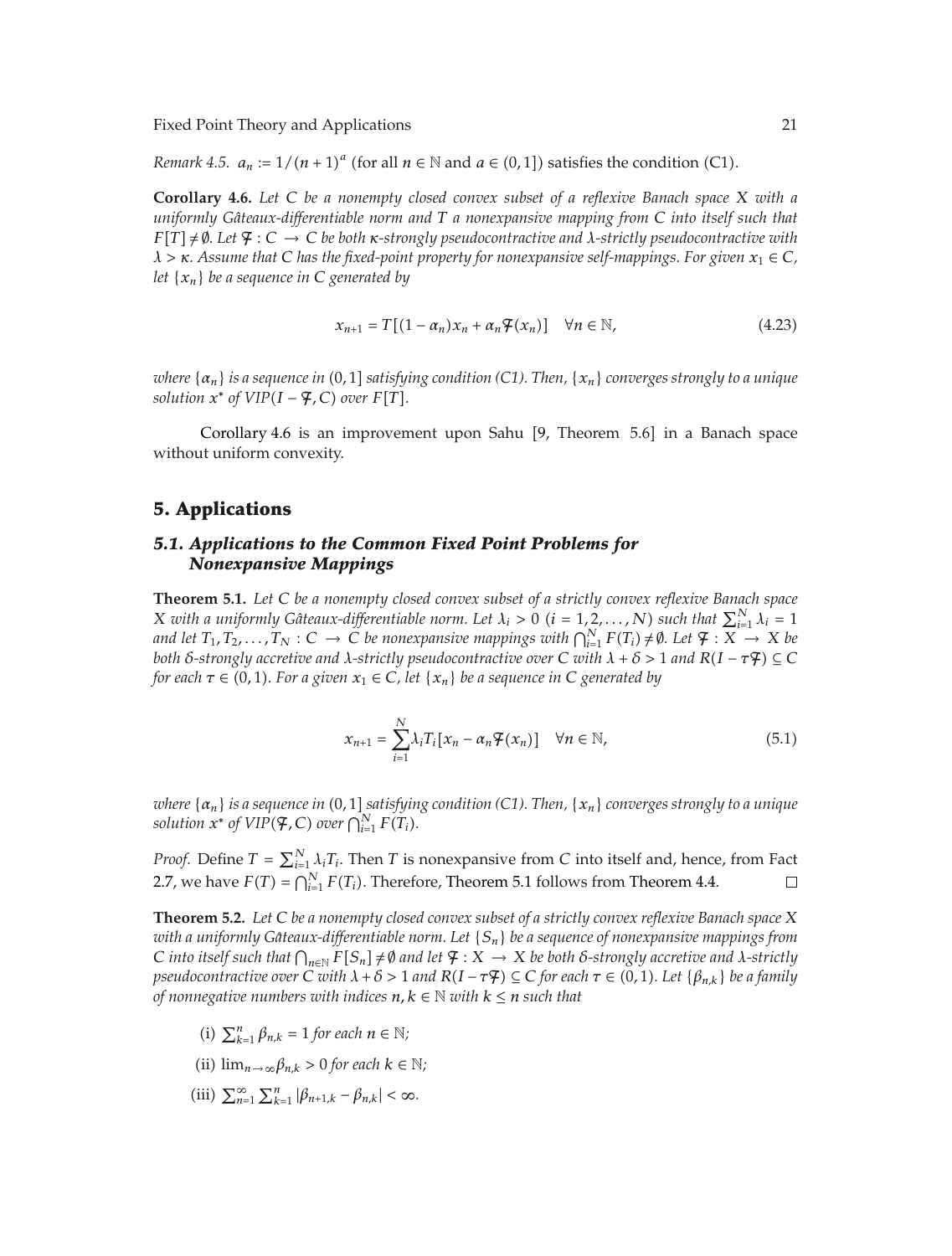*Remark 4.5.* $a_n := 1/(n+1)^a$ (for all $n \in \mathbb{N}$ and $a \in (0,1]$) satisfies the condition (C1).

**Corollary 4.6.** *Let $C$ be a nonempty closed convex subset of a reflexive Banach space $X$ with a uniformly Gâteaux-differentiable norm and $T$ a nonexpansive mapping from $C$ into itself such that $F[T] \neq \emptyset$. Let $\mathcal{F} : C \to C$ be both $\kappa$-strongly pseudocontractive and $\lambda$-strictly pseudocontractive with $\lambda > \kappa$. Assume that $C$ has the fixed-point property for nonexpansive self-mappings. For given $x_1 \in C$, let $\{x_n\}$ be a sequence in $C$ generated by*

$$x_{n+1} = T[(1-\alpha_n)x_n + \alpha_n \mathcal{F}(x_n)] \quad \forall n \in \mathbb{N}, \tag{4.23}$$

*where $\{\alpha_n\}$ is a sequence in $(0,1]$ satisfying condition (C1). Then, $\{x_n\}$ converges strongly to a unique solution $x^*$ of VIP$(I - \mathcal{F}, C)$ over $F[T]$.*

Corollary 4.6 is an improvement upon Sahu [9, Theorem 5.6] in a Banach space without uniform convexity.

## 5. Applications

### 5.1. Applications to the Common Fixed Point Problems for Nonexpansive Mappings

**Theorem 5.1.** *Let $C$ be a nonempty closed convex subset of a strictly convex reflexive Banach space $X$ with a uniformly Gâteaux-differentiable norm. Let $\lambda_i > 0$ $(i = 1, 2, \ldots, N)$ such that $\sum_{i=1}^{N} \lambda_i = 1$ and let $T_1, T_2, \ldots, T_N : C \to C$ be nonexpansive mappings with $\bigcap_{i=1}^{N} F(T_i) \neq \emptyset$. Let $\mathcal{F} : X \to X$ be both $\delta$-strongly accretive and $\lambda$-strictly pseudocontractive over $C$ with $\lambda + \delta > 1$ and $R(I - \tau\mathcal{F}) \subseteq C$ for each $\tau \in (0,1)$. For a given $x_1 \in C$, let $\{x_n\}$ be a sequence in $C$ generated by*

$$x_{n+1} = \sum_{i=1}^{N} \lambda_i T_i[x_n - \alpha_n \mathcal{F}(x_n)] \quad \forall n \in \mathbb{N}, \tag{5.1}$$

*where $\{\alpha_n\}$ is a sequence in $(0,1]$ satisfying condition (C1). Then, $\{x_n\}$ converges strongly to a unique solution $x^*$ of VIP$(\mathcal{F}, C)$ over $\bigcap_{i=1}^{N} F(T_i)$.*

*Proof.* Define $T = \sum_{i=1}^{N} \lambda_i T_i$. Then $T$ is nonexpansive from $C$ into itself and, hence, from Fact 2.7, we have $F(T) = \bigcap_{i=1}^{N} F(T_i)$. Therefore, Theorem 5.1 follows from Theorem 4.4. $\square$

**Theorem 5.2.** *Let $C$ be a nonempty closed convex subset of a strictly convex reflexive Banach space $X$ with a uniformly Gâteaux-differentiable norm. Let $\{S_n\}$ be a sequence of nonexpansive mappings from $C$ into itself such that $\bigcap_{n \in \mathbb{N}} F[S_n] \neq \emptyset$ and let $\mathcal{F} : X \to X$ be both $\delta$-strongly accretive and $\lambda$-strictly pseudocontractive over $C$ with $\lambda + \delta > 1$ and $R(I - \tau\mathcal{F}) \subseteq C$ for each $\tau \in (0,1)$. Let $\{\beta_{n,k}\}$ be a family of nonnegative numbers with indices $n, k \in \mathbb{N}$ with $k \leq n$ such that*

(i) $\sum_{k=1}^{n} \beta_{n,k} = 1$ *for each $n \in \mathbb{N}$;*

(ii) $\lim_{n \to \infty} \beta_{n,k} > 0$ *for each $k \in \mathbb{N}$;*

(iii) $\sum_{n=1}^{\infty} \sum_{k=1}^{n} |\beta_{n+1,k} - \beta_{n,k}| < \infty$.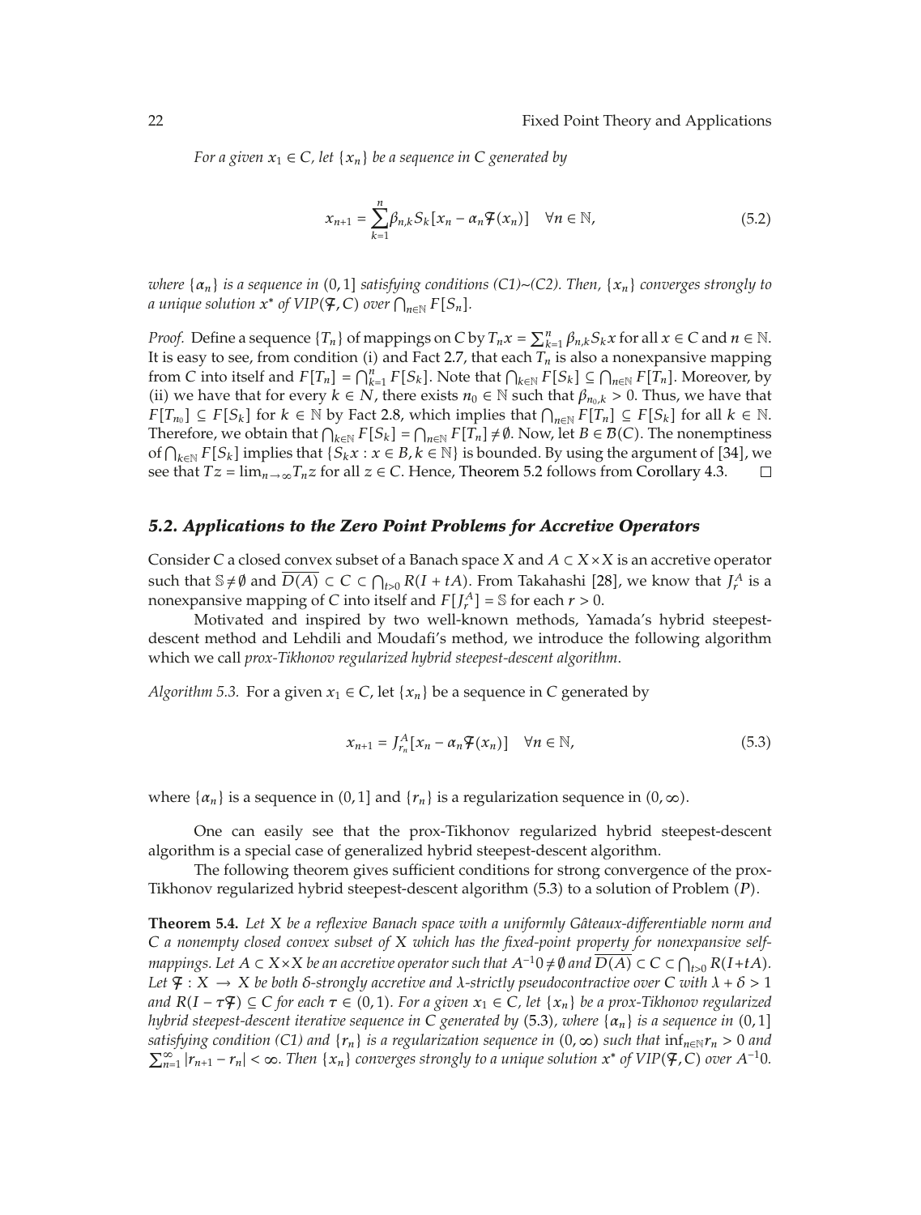*For a given $x_1 \in C$, let $\{x_n\}$ be a sequence in $C$ generated by*

$$x_{n+1} = \sum_{k=1}^{n} \beta_{n,k} S_k [x_n - \alpha_n \digamma(x_n)] \quad \forall n \in \mathbb{N}, \tag{5.2}$$

*where $\{\alpha_n\}$ is a sequence in $(0,1]$ satisfying conditions (C1)~(C2). Then, $\{x_n\}$ converges strongly to a unique solution $x^*$ of VIP$(\digamma, C)$ over $\bigcap_{n\in\mathbb{N}} F[S_n]$.*

*Proof.* Define a sequence $\{T_n\}$ of mappings on $C$ by $T_n x = \sum_{k=1}^{n} \beta_{n,k} S_k x$ for all $x \in C$ and $n \in \mathbb{N}$. It is easy to see, from condition (i) and Fact 2.7, that each $T_n$ is also a nonexpansive mapping from $C$ into itself and $F[T_n] = \bigcap_{k=1}^{n} F[S_k]$. Note that $\bigcap_{k\in\mathbb{N}} F[S_k] \subseteq \bigcap_{n\in\mathbb{N}} F[T_n]$. Moreover, by (ii) we have that for every $k \in N$, there exists $n_0 \in \mathbb{N}$ such that $\beta_{n_0,k} > 0$. Thus, we have that $F[T_{n_0}] \subseteq F[S_k]$ for $k \in \mathbb{N}$ by Fact 2.8, which implies that $\bigcap_{n\in\mathbb{N}} F[T_n] \subseteq F[S_k]$ for all $k \in \mathbb{N}$. Therefore, we obtain that $\bigcap_{k\in\mathbb{N}} F[S_k] = \bigcap_{n\in\mathbb{N}} F[T_n] \neq \emptyset$. Now, let $B \in \mathcal{B}(C)$. The nonemptiness of $\bigcap_{k\in\mathbb{N}} F[S_k]$ implies that $\{S_k x : x \in B, k \in \mathbb{N}\}$ is bounded. By using the argument of [34], we see that $Tz = \lim_{n\to\infty} T_n z$ for all $z \in C$. Hence, Theorem 5.2 follows from Corollary 4.3. $\square$

### *5.2. Applications to the Zero Point Problems for Accretive Operators*

Consider $C$ a closed convex subset of a Banach space $X$ and $A \subset X \times X$ is an accretive operator such that $\mathbb{S} \neq \emptyset$ and $\overline{D(A)} \subset C \subset \bigcap_{t>0} R(I + tA)$. From Takahashi [28], we know that $J_r^A$ is a nonexpansive mapping of $C$ into itself and $F[J_r^A] = \mathbb{S}$ for each $r > 0$.

Motivated and inspired by two well-known methods, Yamada's hybrid steepest-descent method and Lehdili and Moudafi's method, we introduce the following algorithm which we call *prox-Tikhonov regularized hybrid steepest-descent algorithm*.

*Algorithm 5.3.* For a given $x_1 \in C$, let $\{x_n\}$ be a sequence in $C$ generated by

$$x_{n+1} = J_{r_n}^A [x_n - \alpha_n \digamma(x_n)] \quad \forall n \in \mathbb{N}, \tag{5.3}$$

where $\{\alpha_n\}$ is a sequence in $(0,1]$ and $\{r_n\}$ is a regularization sequence in $(0,\infty)$.

One can easily see that the prox-Tikhonov regularized hybrid steepest-descent algorithm is a special case of generalized hybrid steepest-descent algorithm.

The following theorem gives sufficient conditions for strong convergence of the prox-Tikhonov regularized hybrid steepest-descent algorithm (5.3) to a solution of Problem $(P)$.

**Theorem 5.4.** *Let $X$ be a reflexive Banach space with a uniformly Gâteaux-differentiable norm and $C$ a nonempty closed convex subset of $X$ which has the fixed-point property for nonexpansive self-mappings. Let $A \subset X \times X$ be an accretive operator such that $A^{-1}0 \neq \emptyset$ and $\overline{D(A)} \subset C \subset \bigcap_{t>0} R(I + tA)$. Let $\digamma : X \to X$ be both $\delta$-strongly accretive and $\lambda$-strictly pseudocontractive over $C$ with $\lambda + \delta > 1$ and $R(I - \tau\digamma) \subseteq C$ for each $\tau \in (0,1)$. For a given $x_1 \in C$, let $\{x_n\}$ be a prox-Tikhonov regularized hybrid steepest-descent iterative sequence in $C$ generated by (5.3), where $\{\alpha_n\}$ is a sequence in $(0,1]$ satisfying condition (C1) and $\{r_n\}$ is a regularization sequence in $(0,\infty)$ such that $\inf_{n\in\mathbb{N}} r_n > 0$ and $\sum_{n=1}^{\infty} |r_{n+1} - r_n| < \infty$. Then $\{x_n\}$ converges strongly to a unique solution $x^*$ of VIP$(\digamma, C)$ over $A^{-1}0$.*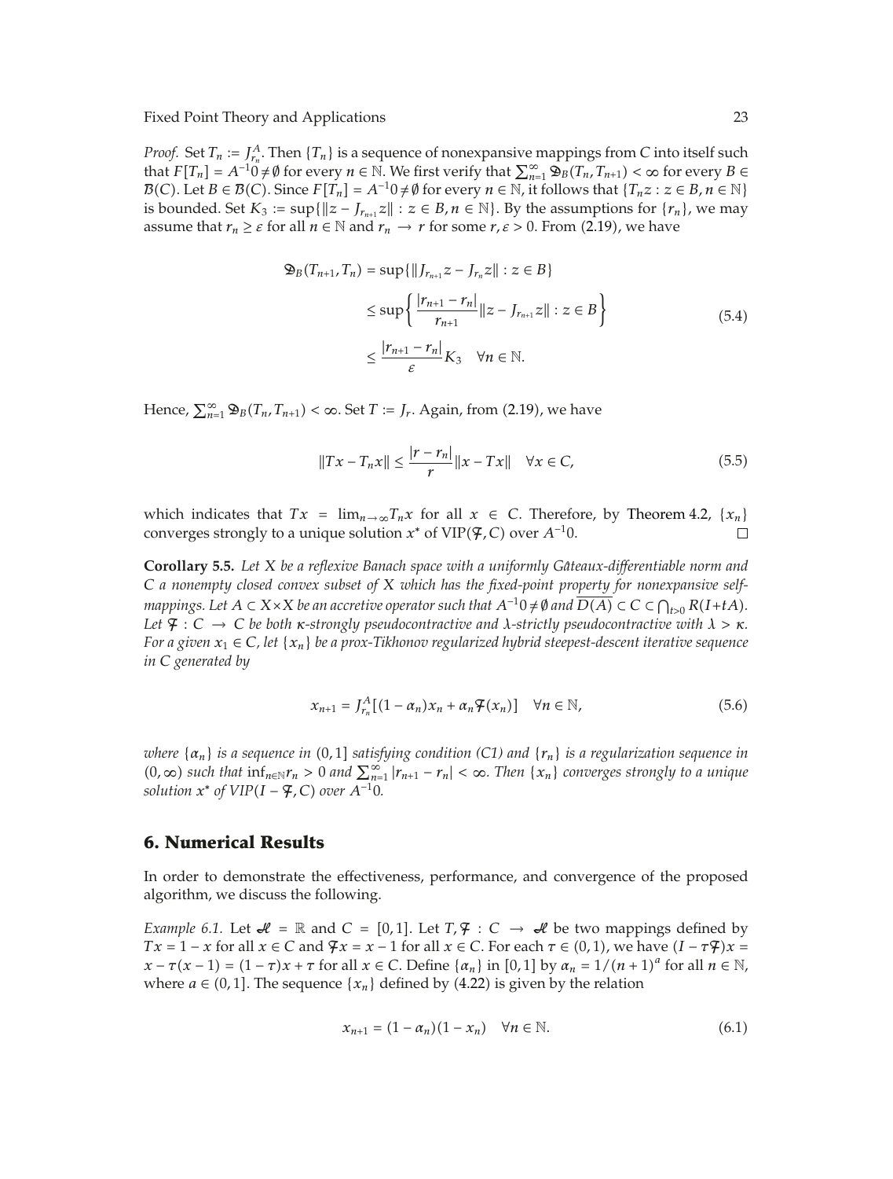*Proof.* Set $T_n := J^A_{r_n}$. Then $\{T_n\}$ is a sequence of nonexpansive mappings from $C$ into itself such that $F[T_n] = A^{-1}0 \neq \emptyset$ for every $n \in \mathbb{N}$. We first verify that $\sum_{n=1}^{\infty} \mathfrak{D}_B(T_n, T_{n+1}) < \infty$ for every $B \in \mathcal{B}(C)$. Let $B \in \mathcal{B}(C)$. Since $F[T_n] = A^{-1}0 \neq \emptyset$ for every $n \in \mathbb{N}$, it follows that $\{T_n z : z \in B, n \in \mathbb{N}\}$ is bounded. Set $K_3 := \sup\{\|z - J_{r_{n+1}} z\| : z \in B, n \in \mathbb{N}\}$. By the assumptions for $\{r_n\}$, we may assume that $r_n \geq \varepsilon$ for all $n \in \mathbb{N}$ and $r_n \to r$ for some $r, \varepsilon > 0$. From (2.19), we have

$$
\begin{aligned}
\mathfrak{D}_B(T_{n+1}, T_n) &= \sup\{\|J_{r_{n+1}} z - J_{r_n} z\| : z \in B\} \\
&\leq \sup\left\{ \frac{|r_{n+1} - r_n|}{r_{n+1}} \|z - J_{r_{n+1}} z\| : z \in B \right\} \\
&\leq \frac{|r_{n+1} - r_n|}{\varepsilon} K_3 \quad \forall n \in \mathbb{N}.
\end{aligned} \tag{5.4}
$$

Hence, $\sum_{n=1}^{\infty} \mathfrak{D}_B(T_n, T_{n+1}) < \infty$. Set $T := J_r$. Again, from (2.19), we have

$$
\|Tx - T_n x\| \leq \frac{|r - r_n|}{r} \|x - Tx\| \quad \forall x \in C, \tag{5.5}
$$

which indicates that $Tx = \lim_{n \to \infty} T_n x$ for all $x \in C$. Therefore, by Theorem 4.2, $\{x_n\}$ converges strongly to a unique solution $x^*$ of $\mathrm{VIP}(\mathcal{F}, C)$ over $A^{-1}0$. $\square$

**Corollary 5.5.** *Let $X$ be a reflexive Banach space with a uniformly Gâteaux-differentiable norm and $C$ a nonempty closed convex subset of $X$ which has the fixed-point property for nonexpansive self-mappings. Let $A \subset X \times X$ be an accretive operator such that $A^{-1}0 \neq \emptyset$ and $\overline{D(A)} \subset C \subset \bigcap_{t>0} R(I + tA)$. Let $\mathcal{F} : C \to C$ be both $\kappa$-strongly pseudocontractive and $\lambda$-strictly pseudocontractive with $\lambda > \kappa$. For a given $x_1 \in C$, let $\{x_n\}$ be a prox-Tikhonov regularized hybrid steepest-descent iterative sequence in $C$ generated by*

$$
x_{n+1} = J^A_{r_n}[(1 - \alpha_n)x_n + \alpha_n \mathcal{F}(x_n)] \quad \forall n \in \mathbb{N}, \tag{5.6}
$$

*where $\{\alpha_n\}$ is a sequence in $(0, 1]$ satisfying condition (C1) and $\{r_n\}$ is a regularization sequence in $(0, \infty)$ such that $\inf_{n \in \mathbb{N}} r_n > 0$ and $\sum_{n=1}^{\infty} |r_{n+1} - r_n| < \infty$. Then $\{x_n\}$ converges strongly to a unique solution $x^*$ of $VIP(I - \mathcal{F}, C)$ over $A^{-1}0$.*

## 6. Numerical Results

In order to demonstrate the effectiveness, performance, and convergence of the proposed algorithm, we discuss the following.

*Example 6.1.* Let $\mathcal{H} = \mathbb{R}$ and $C = [0, 1]$. Let $T, \mathcal{F} : C \to \mathcal{H}$ be two mappings defined by $Tx = 1 - x$ for all $x \in C$ and $\mathcal{F}x = x - 1$ for all $x \in C$. For each $\tau \in (0, 1)$, we have $(I - \tau\mathcal{F})x = x - \tau(x - 1) = (1 - \tau)x + \tau$ for all $x \in C$. Define $\{\alpha_n\}$ in $[0, 1]$ by $\alpha_n = 1/(n + 1)^a$ for all $n \in \mathbb{N}$, where $a \in (0, 1]$. The sequence $\{x_n\}$ defined by (4.22) is given by the relation

$$
x_{n+1} = (1 - \alpha_n)(1 - x_n) \quad \forall n \in \mathbb{N}. \tag{6.1}
$$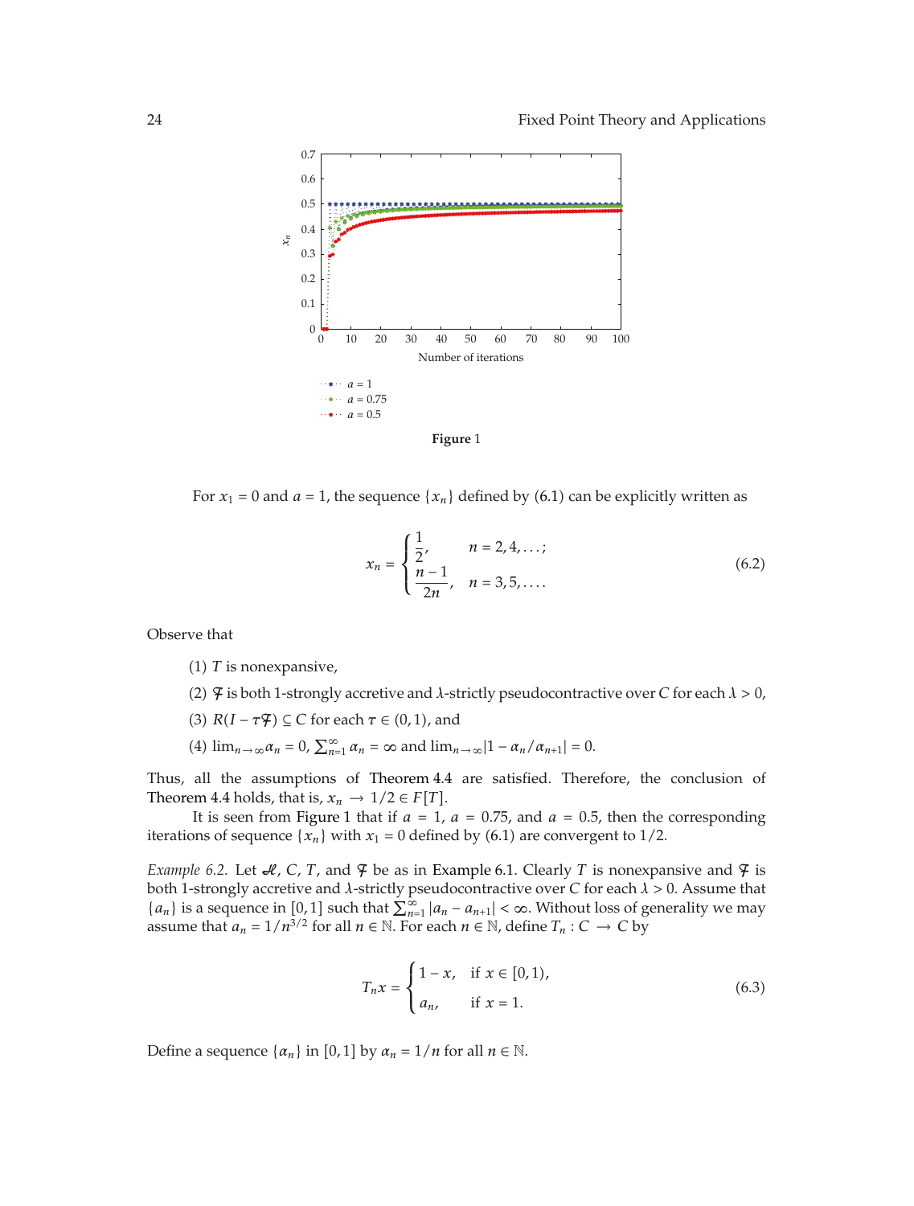Figure 1

For $x_1 = 0$ and $a = 1$, the sequence $\{x_n\}$ defined by (6.1) can be explicitly written as

$$x_n = \begin{cases} \dfrac{1}{2}, & n = 2, 4, \ldots; \\ \dfrac{n-1}{2n}, & n = 3, 5, \ldots. \end{cases} \tag{6.2}$$

Observe that

(1) $T$ is nonexpansive,

(2) $\mathcal{F}$ is both 1-strongly accretive and $\lambda$-strictly pseudocontractive over $C$ for each $\lambda > 0$,

(3) $R(I - \tau\mathcal{F}) \subseteq C$ for each $\tau \in (0, 1)$, and

(4) $\lim_{n\to\infty} \alpha_n = 0$, $\sum_{n=1}^{\infty} \alpha_n = \infty$ and $\lim_{n\to\infty} |1 - \alpha_n/\alpha_{n+1}| = 0$.

Thus, all the assumptions of Theorem 4.4 are satisfied. Therefore, the conclusion of Theorem 4.4 holds, that is, $x_n \to 1/2 \in F[T]$.

It is seen from Figure 1 that if $a = 1$, $a = 0.75$, and $a = 0.5$, then the corresponding iterations of sequence $\{x_n\}$ with $x_1 = 0$ defined by (6.1) are convergent to $1/2$.

*Example 6.2.* Let $\mathcal{H}$, $C$, $T$, and $\mathcal{F}$ be as in Example 6.1. Clearly $T$ is nonexpansive and $\mathcal{F}$ is both 1-strongly accretive and $\lambda$-strictly pseudocontractive over $C$ for each $\lambda > 0$. Assume that $\{a_n\}$ is a sequence in $[0, 1]$ such that $\sum_{n=1}^{\infty} |a_n - a_{n+1}| < \infty$. Without loss of generality we may assume that $a_n = 1/n^{3/2}$ for all $n \in \mathbb{N}$. For each $n \in \mathbb{N}$, define $T_n : C \to C$ by

$$T_n x = \begin{cases} 1 - x, & \text{if } x \in [0, 1), \\ a_n, & \text{if } x = 1. \end{cases} \tag{6.3}$$

Define a sequence $\{\alpha_n\}$ in $[0, 1]$ by $\alpha_n = 1/n$ for all $n \in \mathbb{N}$.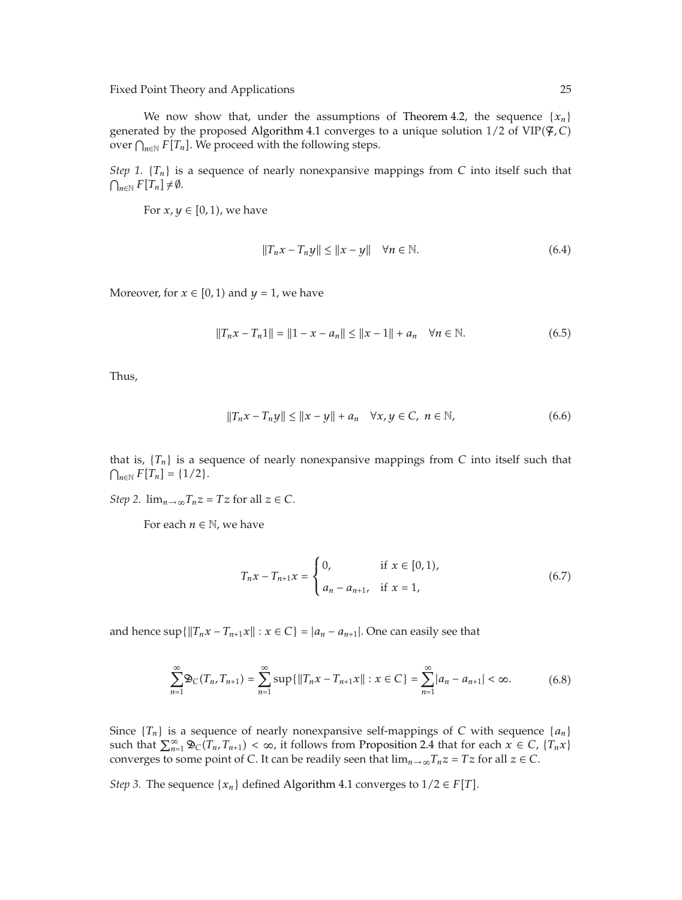We now show that, under the assumptions of Theorem 4.2, the sequence $\{x_n\}$ generated by the proposed Algorithm 4.1 converges to a unique solution $1/2$ of $\text{VIP}(\mathcal{F}, C)$ over $\bigcap_{n\in\mathbb{N}} F[T_n]$. We proceed with the following steps.

*Step 1.* $\{T_n\}$ is a sequence of nearly nonexpansive mappings from $C$ into itself such that $\bigcap_{n\in\mathbb{N}} F[T_n] \neq \emptyset$.

For $x, y \in [0,1)$, we have

$$\|T_n x - T_n y\| \leq \|x - y\| \quad \forall n \in \mathbb{N}. \tag{6.4}$$

Moreover, for $x \in [0,1)$ and $y = 1$, we have

$$\|T_n x - T_n 1\| = \|1 - x - a_n\| \leq \|x - 1\| + a_n \quad \forall n \in \mathbb{N}. \tag{6.5}$$

Thus,

$$\|T_n x - T_n y\| \leq \|x - y\| + a_n \quad \forall x, y \in C,\ n \in \mathbb{N}, \tag{6.6}$$

that is, $\{T_n\}$ is a sequence of nearly nonexpansive mappings from $C$ into itself such that $\bigcap_{n\in\mathbb{N}} F[T_n] = \{1/2\}$.

*Step 2.* $\lim_{n\to\infty} T_n z = Tz$ for all $z \in C$.

For each $n \in \mathbb{N}$, we have

$$T_n x - T_{n+1} x = \begin{cases} 0, & \text{if } x \in [0,1), \\ a_n - a_{n+1}, & \text{if } x = 1, \end{cases} \tag{6.7}$$

and hence $\sup\{\|T_n x - T_{n+1} x\| : x \in C\} = |a_n - a_{n+1}|$. One can easily see that

$$\sum_{n=1}^{\infty} \mathfrak{D}_C(T_n, T_{n+1}) = \sum_{n=1}^{\infty} \sup\{\|T_n x - T_{n+1} x\| : x \in C\} = \sum_{n=1}^{\infty} |a_n - a_{n+1}| < \infty. \tag{6.8}$$

Since $\{T_n\}$ is a sequence of nearly nonexpansive self-mappings of $C$ with sequence $\{a_n\}$ such that $\sum_{n=1}^{\infty} \mathfrak{D}_C(T_n, T_{n+1}) < \infty$, it follows from Proposition 2.4 that for each $x \in C$, $\{T_n x\}$ converges to some point of $C$. It can be readily seen that $\lim_{n\to\infty} T_n z = Tz$ for all $z \in C$.

*Step 3.* The sequence $\{x_n\}$ defined Algorithm 4.1 converges to $1/2 \in F[T]$.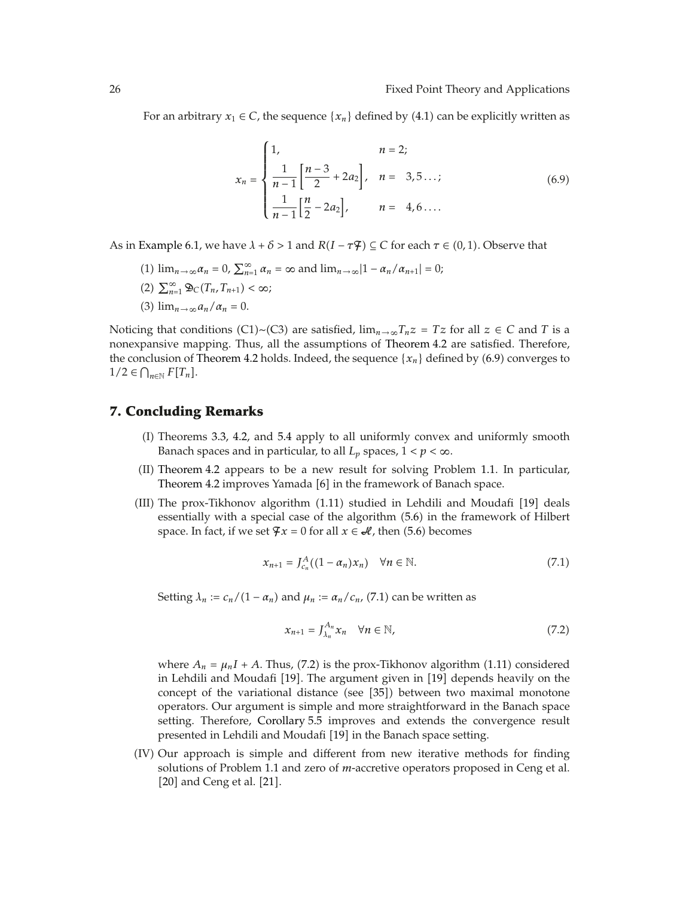For an arbitrary $x_1 \in C$, the sequence $\{x_n\}$ defined by (4.1) can be explicitly written as

$$x_n = \begin{cases} 1, & n = 2; \\ \dfrac{1}{n-1}\left[\dfrac{n-3}{2} + 2a_2\right], & n = \ 3, 5 \ldots; \\ \dfrac{1}{n-1}\left[\dfrac{n}{2} - 2a_2\right], & n = \ 4, 6 \ldots. \end{cases} \tag{6.9}$$

As in Example 6.1, we have $\lambda + \delta > 1$ and $R(I - \tau \mathcal{F}) \subseteq C$ for each $\tau \in (0,1)$. Observe that

(1) $\lim_{n\to\infty} \alpha_n = 0$, $\sum_{n=1}^{\infty} \alpha_n = \infty$ and $\lim_{n\to\infty} |1 - \alpha_n/\alpha_{n+1}| = 0$;

(2) $\sum_{n=1}^{\infty} \mathfrak{D}_C(T_n, T_{n+1}) < \infty$;

(3) $\lim_{n\to\infty} a_n/\alpha_n = 0$.

Noticing that conditions (C1)~(C3) are satisfied, $\lim_{n\to\infty} T_n z = Tz$ for all $z \in C$ and $T$ is a nonexpansive mapping. Thus, all the assumptions of Theorem 4.2 are satisfied. Therefore, the conclusion of Theorem 4.2 holds. Indeed, the sequence $\{x_n\}$ defined by (6.9) converges to $1/2 \in \bigcap_{n\in\mathbb{N}} F[T_n]$.

## 7. Concluding Remarks

(I) Theorems 3.3, 4.2, and 5.4 apply to all uniformly convex and uniformly smooth Banach spaces and in particular, to all $L_p$ spaces, $1 < p < \infty$.

(II) Theorem 4.2 appears to be a new result for solving Problem 1.1. In particular, Theorem 4.2 improves Yamada [6] in the framework of Banach space.

(III) The prox-Tikhonov algorithm (1.11) studied in Lehdili and Moudafi [19] deals essentially with a special case of the algorithm (5.6) in the framework of Hilbert space. In fact, if we set $\mathcal{F}x = 0$ for all $x \in \mathcal{H}$, then (5.6) becomes

$$x_{n+1} = J_{c_n}^{A}((1-\alpha_n)x_n) \quad \forall n \in \mathbb{N}. \tag{7.1}$$

Setting $\lambda_n := c_n/(1-\alpha_n)$ and $\mu_n := \alpha_n/c_n$, (7.1) can be written as

$$x_{n+1} = J_{\lambda_n}^{A_n} x_n \quad \forall n \in \mathbb{N}, \tag{7.2}$$

where $A_n = \mu_n I + A$. Thus, (7.2) is the prox-Tikhonov algorithm (1.11) considered in Lehdili and Moudafi [19]. The argument given in [19] depends heavily on the concept of the variational distance (see [35]) between two maximal monotone operators. Our argument is simple and more straightforward in the Banach space setting. Therefore, Corollary 5.5 improves and extends the convergence result presented in Lehdili and Moudafi [19] in the Banach space setting.

(IV) Our approach is simple and different from new iterative methods for finding solutions of Problem 1.1 and zero of $m$-accretive operators proposed in Ceng et al. [20] and Ceng et al. [21].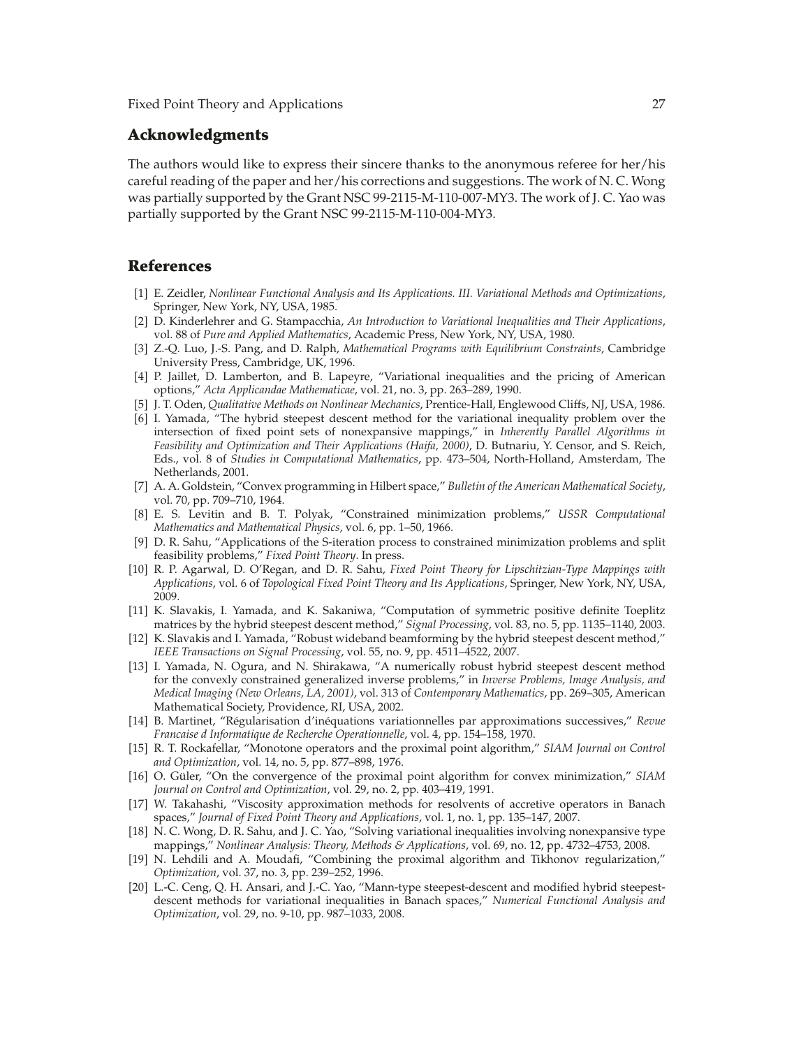## Acknowledgments

The authors would like to express their sincere thanks to the anonymous referee for her/his careful reading of the paper and her/his corrections and suggestions. The work of N. C. Wong was partially supported by the Grant NSC 99-2115-M-110-007-MY3. The work of J. C. Yao was partially supported by the Grant NSC 99-2115-M-110-004-MY3.

## References

[1] E. Zeidler, *Nonlinear Functional Analysis and Its Applications. III. Variational Methods and Optimizations*, Springer, New York, NY, USA, 1985.

[2] D. Kinderlehrer and G. Stampacchia, *An Introduction to Variational Inequalities and Their Applications*, vol. 88 of *Pure and Applied Mathematics*, Academic Press, New York, NY, USA, 1980.

[3] Z.-Q. Luo, J.-S. Pang, and D. Ralph, *Mathematical Programs with Equilibrium Constraints*, Cambridge University Press, Cambridge, UK, 1996.

[4] P. Jaillet, D. Lamberton, and B. Lapeyre, "Variational inequalities and the pricing of American options," *Acta Applicandae Mathematicae*, vol. 21, no. 3, pp. 263–289, 1990.

[5] J. T. Oden, *Qualitative Methods on Nonlinear Mechanics*, Prentice-Hall, Englewood Cliffs, NJ, USA, 1986.

[6] I. Yamada, "The hybrid steepest descent method for the variational inequality problem over the intersection of fixed point sets of nonexpansive mappings," in *Inherently Parallel Algorithms in Feasibility and Optimization and Their Applications (Haifa, 2000)*, D. Butnariu, Y. Censor, and S. Reich, Eds., vol. 8 of *Studies in Computational Mathematics*, pp. 473–504, North-Holland, Amsterdam, The Netherlands, 2001.

[7] A. A. Goldstein, "Convex programming in Hilbert space," *Bulletin of the American Mathematical Society*, vol. 70, pp. 709–710, 1964.

[8] E. S. Levitin and B. T. Polyak, "Constrained minimization problems," *USSR Computational Mathematics and Mathematical Physics*, vol. 6, pp. 1–50, 1966.

[9] D. R. Sahu, "Applications of the S-iteration process to constrained minimization problems and split feasibility problems," *Fixed Point Theory*. In press.

[10] R. P. Agarwal, D. O'Regan, and D. R. Sahu, *Fixed Point Theory for Lipschitzian-Type Mappings with Applications*, vol. 6 of *Topological Fixed Point Theory and Its Applications*, Springer, New York, NY, USA, 2009.

[11] K. Slavakis, I. Yamada, and K. Sakaniwa, "Computation of symmetric positive definite Toeplitz matrices by the hybrid steepest descent method," *Signal Processing*, vol. 83, no. 5, pp. 1135–1140, 2003.

[12] K. Slavakis and I. Yamada, "Robust wideband beamforming by the hybrid steepest descent method," *IEEE Transactions on Signal Processing*, vol. 55, no. 9, pp. 4511–4522, 2007.

[13] I. Yamada, N. Ogura, and N. Shirakawa, "A numerically robust hybrid steepest descent method for the convexly constrained generalized inverse problems," in *Inverse Problems, Image Analysis, and Medical Imaging (New Orleans, LA, 2001)*, vol. 313 of *Contemporary Mathematics*, pp. 269–305, American Mathematical Society, Providence, RI, USA, 2002.

[14] B. Martinet, "Régularisation d'inéquations variationnelles par approximations successives," *Revue Francaise d Informatique de Recherche Operationnelle*, vol. 4, pp. 154–158, 1970.

[15] R. T. Rockafellar, "Monotone operators and the proximal point algorithm," *SIAM Journal on Control and Optimization*, vol. 14, no. 5, pp. 877–898, 1976.

[16] O. Güler, "On the convergence of the proximal point algorithm for convex minimization," *SIAM Journal on Control and Optimization*, vol. 29, no. 2, pp. 403–419, 1991.

[17] W. Takahashi, "Viscosity approximation methods for resolvents of accretive operators in Banach spaces," *Journal of Fixed Point Theory and Applications*, vol. 1, no. 1, pp. 135–147, 2007.

[18] N. C. Wong, D. R. Sahu, and J. C. Yao, "Solving variational inequalities involving nonexpansive type mappings," *Nonlinear Analysis: Theory, Methods & Applications*, vol. 69, no. 12, pp. 4732–4753, 2008.

[19] N. Lehdili and A. Moudafi, "Combining the proximal algorithm and Tikhonov regularization," *Optimization*, vol. 37, no. 3, pp. 239–252, 1996.

[20] L.-C. Ceng, Q. H. Ansari, and J.-C. Yao, "Mann-type steepest-descent and modified hybrid steepest-descent methods for variational inequalities in Banach spaces," *Numerical Functional Analysis and Optimization*, vol. 29, no. 9-10, pp. 987–1033, 2008.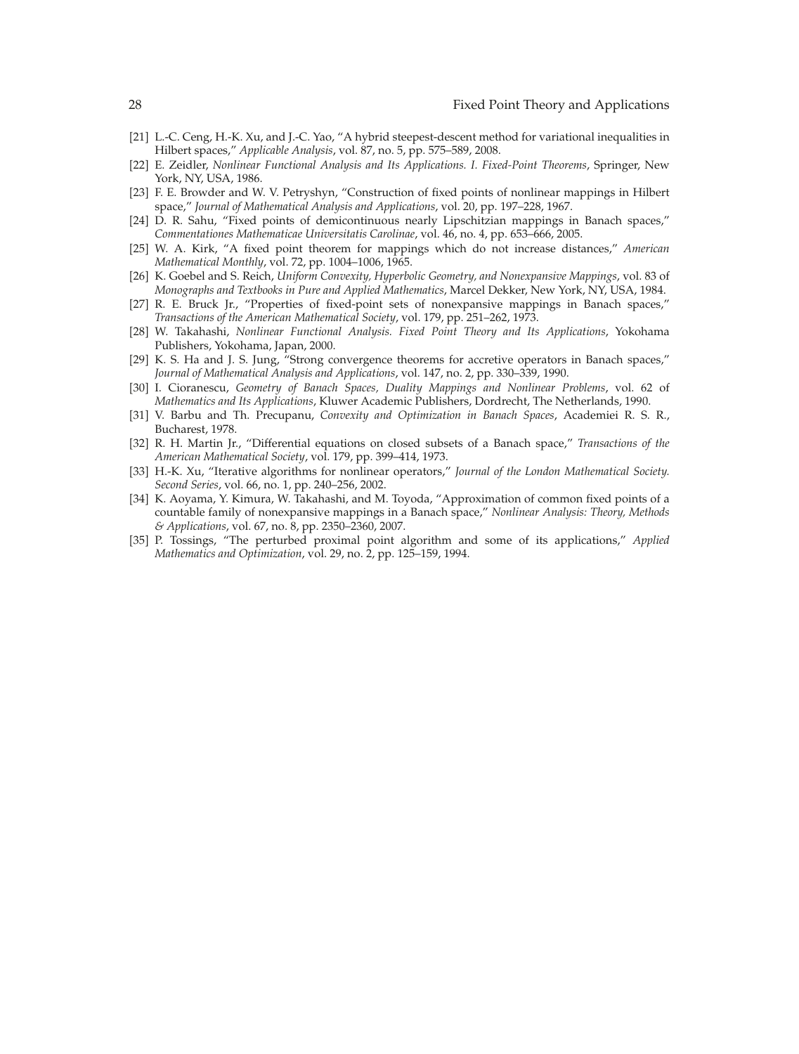[21] L.-C. Ceng, H.-K. Xu, and J.-C. Yao, “A hybrid steepest-descent method for variational inequalities in Hilbert spaces,” *Applicable Analysis*, vol. 87, no. 5, pp. 575–589, 2008.

[22] E. Zeidler, *Nonlinear Functional Analysis and Its Applications. I. Fixed-Point Theorems*, Springer, New York, NY, USA, 1986.

[23] F. E. Browder and W. V. Petryshyn, “Construction of fixed points of nonlinear mappings in Hilbert space,” *Journal of Mathematical Analysis and Applications*, vol. 20, pp. 197–228, 1967.

[24] D. R. Sahu, “Fixed points of demicontinuous nearly Lipschitzian mappings in Banach spaces,” *Commentationes Mathematicae Universitatis Carolinae*, vol. 46, no. 4, pp. 653–666, 2005.

[25] W. A. Kirk, “A fixed point theorem for mappings which do not increase distances,” *American Mathematical Monthly*, vol. 72, pp. 1004–1006, 1965.

[26] K. Goebel and S. Reich, *Uniform Convexity, Hyperbolic Geometry, and Nonexpansive Mappings*, vol. 83 of *Monographs and Textbooks in Pure and Applied Mathematics*, Marcel Dekker, New York, NY, USA, 1984.

[27] R. E. Bruck Jr., “Properties of fixed-point sets of nonexpansive mappings in Banach spaces,” *Transactions of the American Mathematical Society*, vol. 179, pp. 251–262, 1973.

[28] W. Takahashi, *Nonlinear Functional Analysis. Fixed Point Theory and Its Applications*, Yokohama Publishers, Yokohama, Japan, 2000.

[29] K. S. Ha and J. S. Jung, “Strong convergence theorems for accretive operators in Banach spaces,” *Journal of Mathematical Analysis and Applications*, vol. 147, no. 2, pp. 330–339, 1990.

[30] I. Cioranescu, *Geometry of Banach Spaces, Duality Mappings and Nonlinear Problems*, vol. 62 of *Mathematics and Its Applications*, Kluwer Academic Publishers, Dordrecht, The Netherlands, 1990.

[31] V. Barbu and Th. Precupanu, *Convexity and Optimization in Banach Spaces*, Academiei R. S. R., Bucharest, 1978.

[32] R. H. Martin Jr., “Differential equations on closed subsets of a Banach space,” *Transactions of the American Mathematical Society*, vol. 179, pp. 399–414, 1973.

[33] H.-K. Xu, “Iterative algorithms for nonlinear operators,” *Journal of the London Mathematical Society. Second Series*, vol. 66, no. 1, pp. 240–256, 2002.

[34] K. Aoyama, Y. Kimura, W. Takahashi, and M. Toyoda, “Approximation of common fixed points of a countable family of nonexpansive mappings in a Banach space,” *Nonlinear Analysis: Theory, Methods & Applications*, vol. 67, no. 8, pp. 2350–2360, 2007.

[35] P. Tossings, “The perturbed proximal point algorithm and some of its applications,” *Applied Mathematics and Optimization*, vol. 29, no. 2, pp. 125–159, 1994.